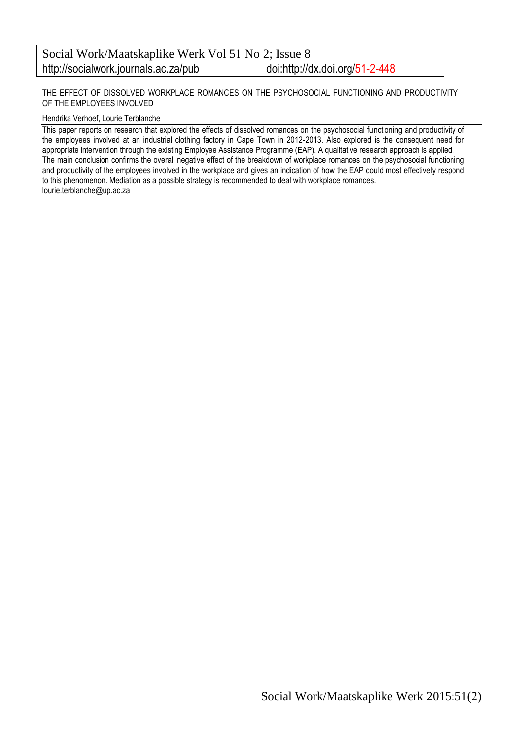Social Work/Maatskaplike Werk Vol 51 No 2; Issue 8
http://socialwork.journals.ac.za/pub doi:http://dx.doi.org/51-2-448

# THE EFFECT OF DISSOLVED WORKPLACE ROMANCES ON THE PSYCHOSOCIAL FUNCTIONING AND PRODUCTIVITY OF THE EMPLOYEES INVOLVED

Hendrika Verhoef, Lourie Terblanche

This paper reports on research that explored the effects of dissolved romances on the psychosocial functioning and productivity of the employees involved at an industrial clothing factory in Cape Town in 2012-2013. Also explored is the consequent need for appropriate intervention through the existing Employee Assistance Programme (EAP). A qualitative research approach is applied. The main conclusion confirms the overall negative effect of the breakdown of workplace romances on the psychosocial functioning and productivity of the employees involved in the workplace and gives an indication of how the EAP could most effectively respond to this phenomenon. Mediation as a possible strategy is recommended to deal with workplace romances.

lourie.terblanche@up.ac.za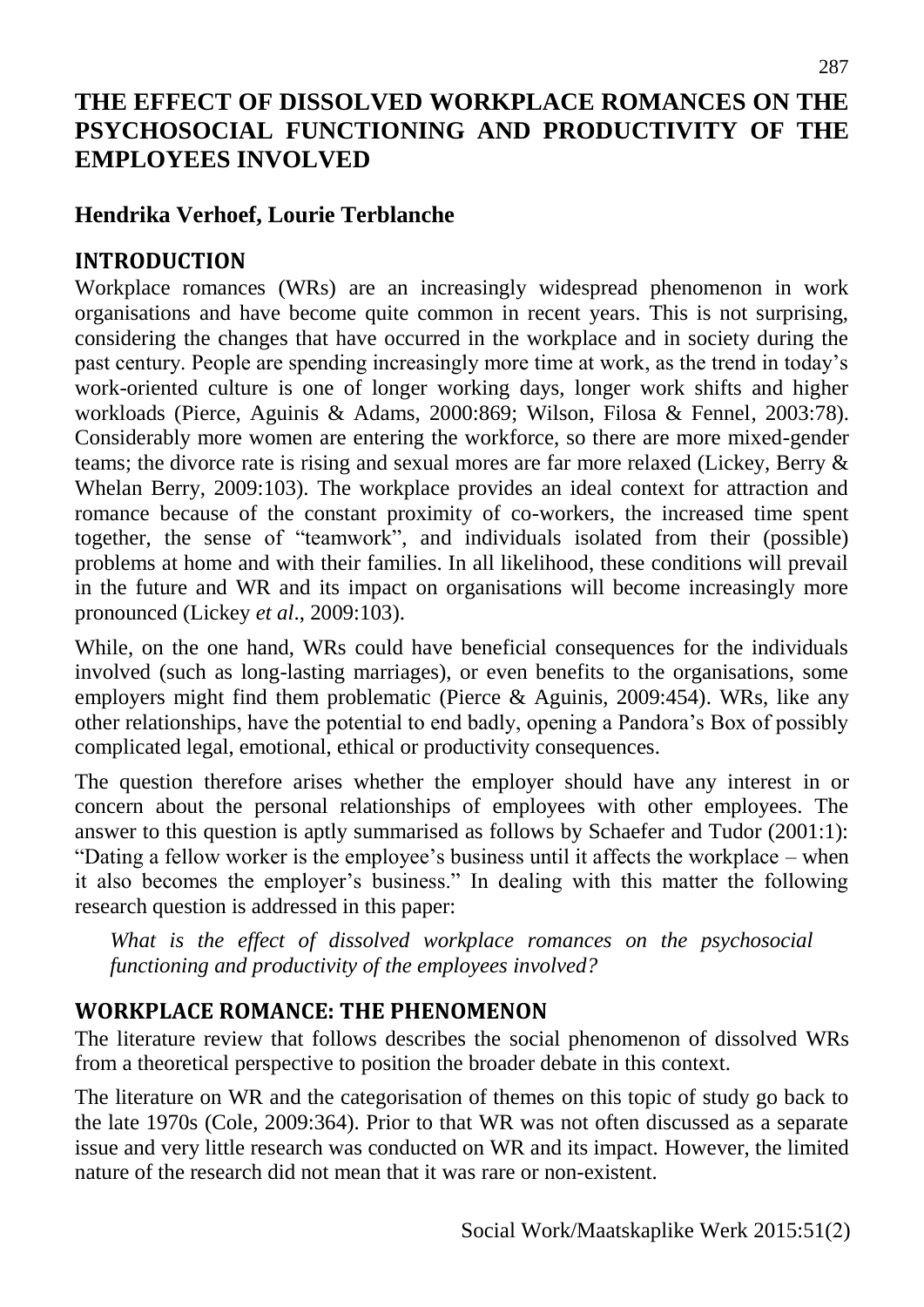# THE EFFECT OF DISSOLVED WORKPLACE ROMANCES ON THE PSYCHOSOCIAL FUNCTIONING AND PRODUCTIVITY OF THE EMPLOYEES INVOLVED

**Hendrika Verhoef, Lourie Terblanche**

## INTRODUCTION

Workplace romances (WRs) are an increasingly widespread phenomenon in work organisations and have become quite common in recent years. This is not surprising, considering the changes that have occurred in the workplace and in society during the past century. People are spending increasingly more time at work, as the trend in today's work-oriented culture is one of longer working days, longer work shifts and higher workloads (Pierce, Aguinis & Adams, 2000:869; Wilson, Filosa & Fennel, 2003:78). Considerably more women are entering the workforce, so there are more mixed-gender teams; the divorce rate is rising and sexual mores are far more relaxed (Lickey, Berry & Whelan Berry, 2009:103). The workplace provides an ideal context for attraction and romance because of the constant proximity of co-workers, the increased time spent together, the sense of "teamwork", and individuals isolated from their (possible) problems at home and with their families. In all likelihood, these conditions will prevail in the future and WR and its impact on organisations will become increasingly more pronounced (Lickey *et al*., 2009:103).

While, on the one hand, WRs could have beneficial consequences for the individuals involved (such as long-lasting marriages), or even benefits to the organisations, some employers might find them problematic (Pierce & Aguinis, 2009:454). WRs, like any other relationships, have the potential to end badly, opening a Pandora's Box of possibly complicated legal, emotional, ethical or productivity consequences.

The question therefore arises whether the employer should have any interest in or concern about the personal relationships of employees with other employees. The answer to this question is aptly summarised as follows by Schaefer and Tudor (2001:1): "Dating a fellow worker is the employee's business until it affects the workplace – when it also becomes the employer's business." In dealing with this matter the following research question is addressed in this paper:

> *What is the effect of dissolved workplace romances on the psychosocial functioning and productivity of the employees involved?*

## WORKPLACE ROMANCE: THE PHENOMENON

The literature review that follows describes the social phenomenon of dissolved WRs from a theoretical perspective to position the broader debate in this context.

The literature on WR and the categorisation of themes on this topic of study go back to the late 1970s (Cole, 2009:364). Prior to that WR was not often discussed as a separate issue and very little research was conducted on WR and its impact. However, the limited nature of the research did not mean that it was rare or non-existent.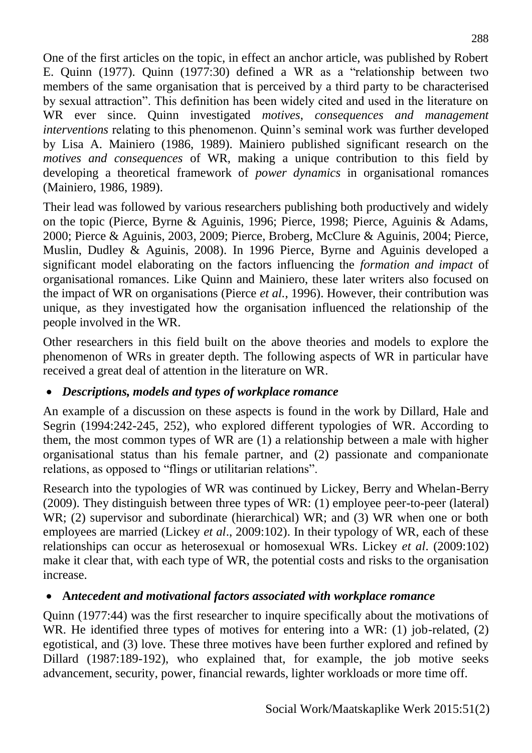One of the first articles on the topic, in effect an anchor article, was published by Robert E. Quinn (1977). Quinn (1977:30) defined a WR as a "relationship between two members of the same organisation that is perceived by a third party to be characterised by sexual attraction". This definition has been widely cited and used in the literature on WR ever since. Quinn investigated *motives*, *consequences and management interventions* relating to this phenomenon. Quinn's seminal work was further developed by Lisa A. Mainiero (1986, 1989). Mainiero published significant research on the *motives and consequences* of WR, making a unique contribution to this field by developing a theoretical framework of *power dynamics* in organisational romances (Mainiero, 1986, 1989).

Their lead was followed by various researchers publishing both productively and widely on the topic (Pierce, Byrne & Aguinis, 1996; Pierce, 1998; Pierce, Aguinis & Adams, 2000; Pierce & Aguinis, 2003, 2009; Pierce, Broberg, McClure & Aguinis, 2004; Pierce, Muslin, Dudley & Aguinis, 2008). In 1996 Pierce, Byrne and Aguinis developed a significant model elaborating on the factors influencing the *formation and impact* of organisational romances. Like Quinn and Mainiero, these later writers also focused on the impact of WR on organisations (Pierce *et al.*, 1996). However, their contribution was unique, as they investigated how the organisation influenced the relationship of the people involved in the WR.

Other researchers in this field built on the above theories and models to explore the phenomenon of WRs in greater depth. The following aspects of WR in particular have received a great deal of attention in the literature on WR.

- ***Descriptions, models and types of workplace romance***

An example of a discussion on these aspects is found in the work by Dillard, Hale and Segrin (1994:242-245, 252), who explored different typologies of WR. According to them, the most common types of WR are (1) a relationship between a male with higher organisational status than his female partner, and (2) passionate and companionate relations, as opposed to "flings or utilitarian relations".

Research into the typologies of WR was continued by Lickey, Berry and Whelan-Berry (2009). They distinguish between three types of WR: (1) employee peer-to-peer (lateral) WR; (2) supervisor and subordinate (hierarchical) WR; and (3) WR when one or both employees are married (Lickey *et al*., 2009:102). In their typology of WR, each of these relationships can occur as heterosexual or homosexual WRs. Lickey *et al*. (2009:102) make it clear that, with each type of WR, the potential costs and risks to the organisation increase.

- **A*ntecedent and motivational factors associated with workplace romance***

Quinn (1977:44) was the first researcher to inquire specifically about the motivations of WR. He identified three types of motives for entering into a WR: (1) job-related, (2) egotistical, and (3) love. These three motives have been further explored and refined by Dillard (1987:189-192), who explained that, for example, the job motive seeks advancement, security, power, financial rewards, lighter workloads or more time off.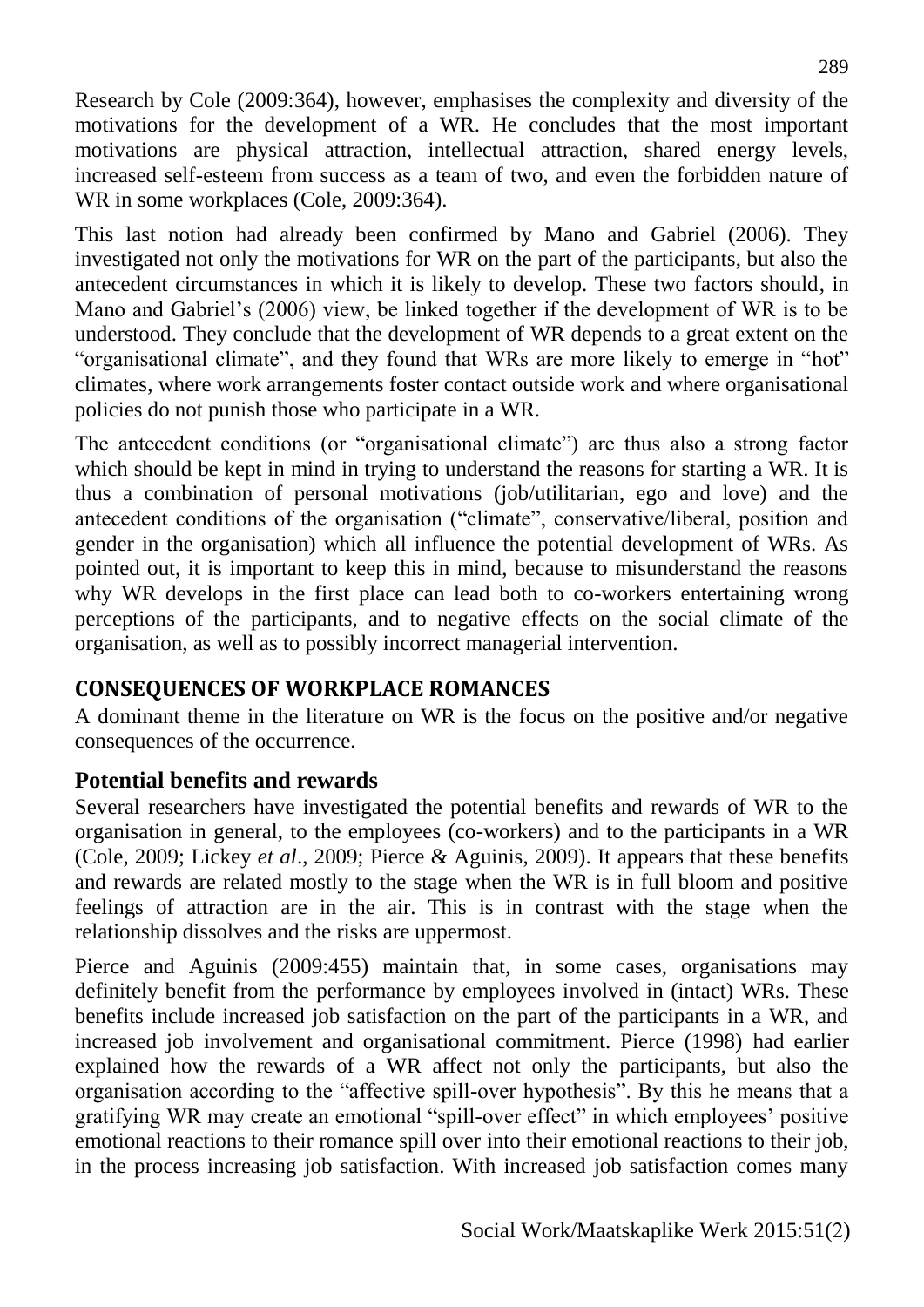Research by Cole (2009:364), however, emphasises the complexity and diversity of the motivations for the development of a WR. He concludes that the most important motivations are physical attraction, intellectual attraction, shared energy levels, increased self-esteem from success as a team of two, and even the forbidden nature of WR in some workplaces (Cole, 2009:364).

This last notion had already been confirmed by Mano and Gabriel (2006). They investigated not only the motivations for WR on the part of the participants, but also the antecedent circumstances in which it is likely to develop. These two factors should, in Mano and Gabriel's (2006) view, be linked together if the development of WR is to be understood. They conclude that the development of WR depends to a great extent on the "organisational climate", and they found that WRs are more likely to emerge in "hot" climates, where work arrangements foster contact outside work and where organisational policies do not punish those who participate in a WR.

The antecedent conditions (or "organisational climate") are thus also a strong factor which should be kept in mind in trying to understand the reasons for starting a WR. It is thus a combination of personal motivations (job/utilitarian, ego and love) and the antecedent conditions of the organisation ("climate", conservative/liberal, position and gender in the organisation) which all influence the potential development of WRs. As pointed out, it is important to keep this in mind, because to misunderstand the reasons why WR develops in the first place can lead both to co-workers entertaining wrong perceptions of the participants, and to negative effects on the social climate of the organisation, as well as to possibly incorrect managerial intervention.

## CONSEQUENCES OF WORKPLACE ROMANCES

A dominant theme in the literature on WR is the focus on the positive and/or negative consequences of the occurrence.

### Potential benefits and rewards

Several researchers have investigated the potential benefits and rewards of WR to the organisation in general, to the employees (co-workers) and to the participants in a WR (Cole, 2009; Lickey *et al*., 2009; Pierce & Aguinis, 2009). It appears that these benefits and rewards are related mostly to the stage when the WR is in full bloom and positive feelings of attraction are in the air. This is in contrast with the stage when the relationship dissolves and the risks are uppermost.

Pierce and Aguinis (2009:455) maintain that, in some cases, organisations may definitely benefit from the performance by employees involved in (intact) WRs. These benefits include increased job satisfaction on the part of the participants in a WR, and increased job involvement and organisational commitment. Pierce (1998) had earlier explained how the rewards of a WR affect not only the participants, but also the organisation according to the "affective spill-over hypothesis". By this he means that a gratifying WR may create an emotional "spill-over effect" in which employees' positive emotional reactions to their romance spill over into their emotional reactions to their job, in the process increasing job satisfaction. With increased job satisfaction comes many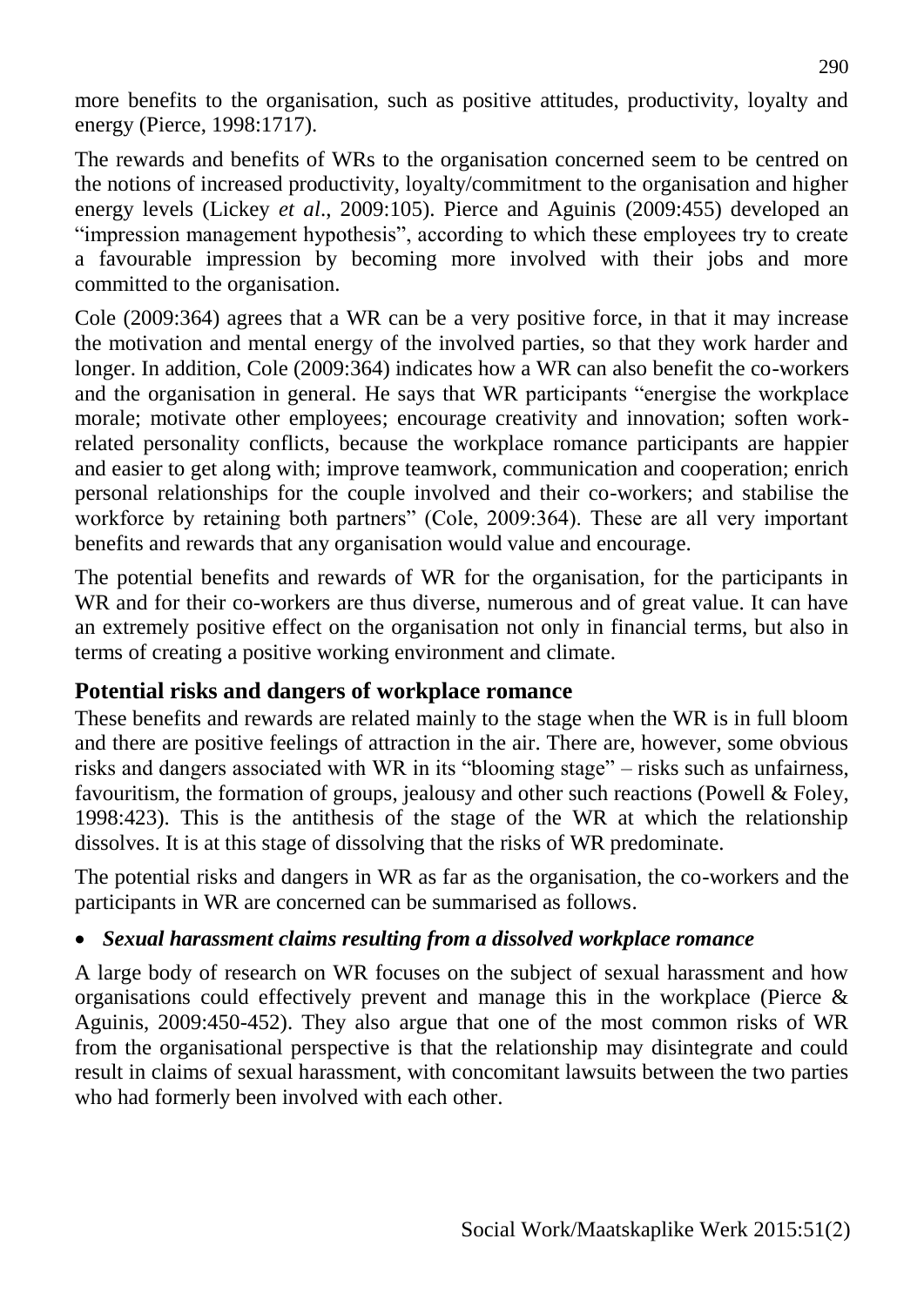more benefits to the organisation, such as positive attitudes, productivity, loyalty and energy (Pierce, 1998:1717).

The rewards and benefits of WRs to the organisation concerned seem to be centred on the notions of increased productivity, loyalty/commitment to the organisation and higher energy levels (Lickey *et al*., 2009:105). Pierce and Aguinis (2009:455) developed an "impression management hypothesis", according to which these employees try to create a favourable impression by becoming more involved with their jobs and more committed to the organisation.

Cole (2009:364) agrees that a WR can be a very positive force, in that it may increase the motivation and mental energy of the involved parties, so that they work harder and longer. In addition, Cole (2009:364) indicates how a WR can also benefit the co-workers and the organisation in general. He says that WR participants "energise the workplace morale; motivate other employees; encourage creativity and innovation; soften work-related personality conflicts, because the workplace romance participants are happier and easier to get along with; improve teamwork, communication and cooperation; enrich personal relationships for the couple involved and their co-workers; and stabilise the workforce by retaining both partners" (Cole, 2009:364). These are all very important benefits and rewards that any organisation would value and encourage.

The potential benefits and rewards of WR for the organisation, for the participants in WR and for their co-workers are thus diverse, numerous and of great value. It can have an extremely positive effect on the organisation not only in financial terms, but also in terms of creating a positive working environment and climate.

## Potential risks and dangers of workplace romance

These benefits and rewards are related mainly to the stage when the WR is in full bloom and there are positive feelings of attraction in the air. There are, however, some obvious risks and dangers associated with WR in its "blooming stage" – risks such as unfairness, favouritism, the formation of groups, jealousy and other such reactions (Powell & Foley, 1998:423). This is the antithesis of the stage of the WR at which the relationship dissolves. It is at this stage of dissolving that the risks of WR predominate.

The potential risks and dangers in WR as far as the organisation, the co-workers and the participants in WR are concerned can be summarised as follows.

- ***Sexual harassment claims resulting from a dissolved workplace romance***

A large body of research on WR focuses on the subject of sexual harassment and how organisations could effectively prevent and manage this in the workplace (Pierce & Aguinis, 2009:450-452). They also argue that one of the most common risks of WR from the organisational perspective is that the relationship may disintegrate and could result in claims of sexual harassment, with concomitant lawsuits between the two parties who had formerly been involved with each other.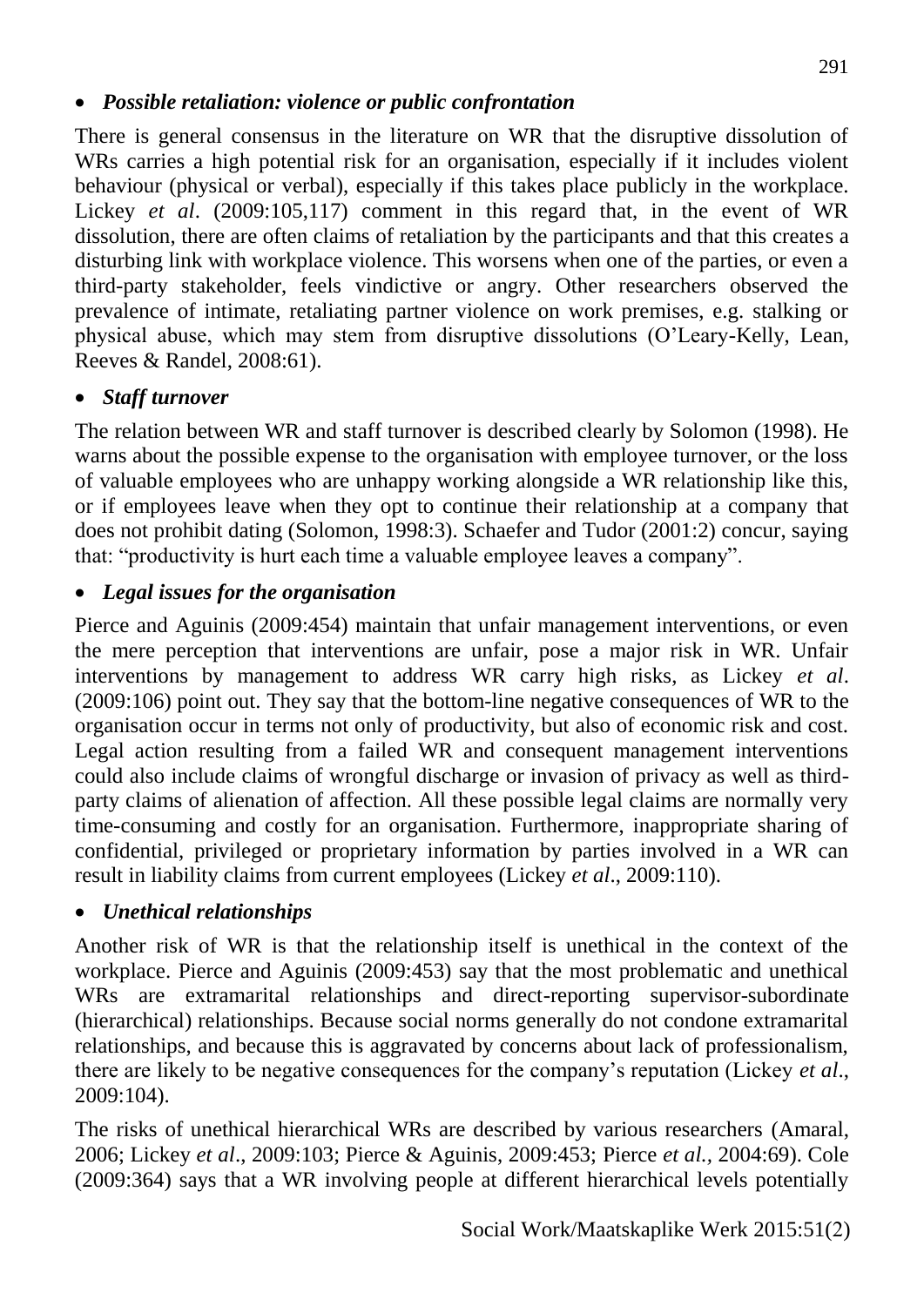- ***Possible retaliation: violence or public confrontation***

There is general consensus in the literature on WR that the disruptive dissolution of WRs carries a high potential risk for an organisation, especially if it includes violent behaviour (physical or verbal), especially if this takes place publicly in the workplace. Lickey *et al*. (2009:105,117) comment in this regard that, in the event of WR dissolution, there are often claims of retaliation by the participants and that this creates a disturbing link with workplace violence. This worsens when one of the parties, or even a third-party stakeholder, feels vindictive or angry. Other researchers observed the prevalence of intimate, retaliating partner violence on work premises, e.g. stalking or physical abuse, which may stem from disruptive dissolutions (O'Leary-Kelly, Lean, Reeves & Randel, 2008:61).

- ***Staff turnover***

The relation between WR and staff turnover is described clearly by Solomon (1998). He warns about the possible expense to the organisation with employee turnover, or the loss of valuable employees who are unhappy working alongside a WR relationship like this, or if employees leave when they opt to continue their relationship at a company that does not prohibit dating (Solomon, 1998:3). Schaefer and Tudor (2001:2) concur, saying that: "productivity is hurt each time a valuable employee leaves a company".

- ***Legal issues for the organisation***

Pierce and Aguinis (2009:454) maintain that unfair management interventions, or even the mere perception that interventions are unfair, pose a major risk in WR. Unfair interventions by management to address WR carry high risks, as Lickey *et al*. (2009:106) point out. They say that the bottom-line negative consequences of WR to the organisation occur in terms not only of productivity, but also of economic risk and cost. Legal action resulting from a failed WR and consequent management interventions could also include claims of wrongful discharge or invasion of privacy as well as third-party claims of alienation of affection. All these possible legal claims are normally very time-consuming and costly for an organisation. Furthermore, inappropriate sharing of confidential, privileged or proprietary information by parties involved in a WR can result in liability claims from current employees (Lickey *et al*., 2009:110).

- ***Unethical relationships***

Another risk of WR is that the relationship itself is unethical in the context of the workplace. Pierce and Aguinis (2009:453) say that the most problematic and unethical WRs are extramarital relationships and direct-reporting supervisor-subordinate (hierarchical) relationships. Because social norms generally do not condone extramarital relationships, and because this is aggravated by concerns about lack of professionalism, there are likely to be negative consequences for the company's reputation (Lickey *et al*., 2009:104).

The risks of unethical hierarchical WRs are described by various researchers (Amaral, 2006; Lickey *et al*., 2009:103; Pierce & Aguinis, 2009:453; Pierce *et al*., 2004:69). Cole (2009:364) says that a WR involving people at different hierarchical levels potentially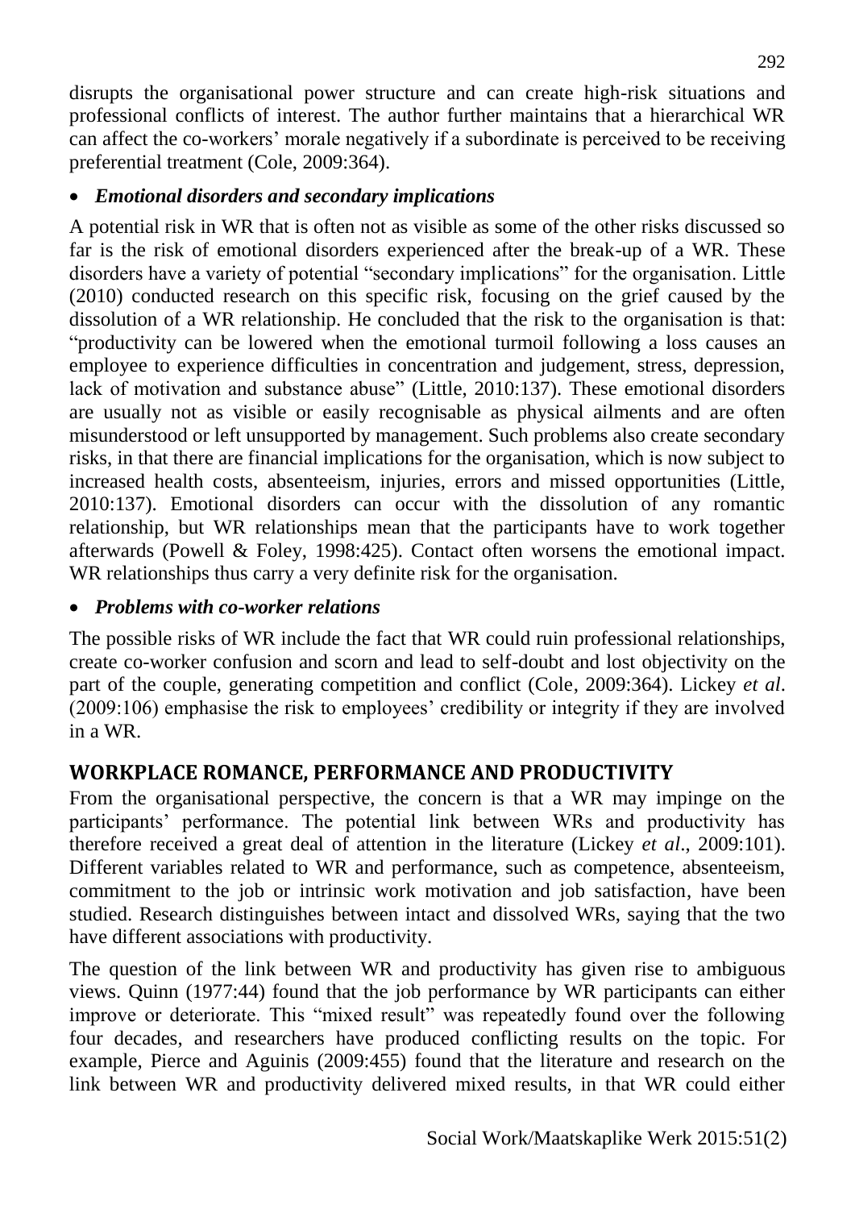disrupts the organisational power structure and can create high-risk situations and professional conflicts of interest. The author further maintains that a hierarchical WR can affect the co-workers' morale negatively if a subordinate is perceived to be receiving preferential treatment (Cole, 2009:364).

- ***Emotional disorders and secondary implications***

A potential risk in WR that is often not as visible as some of the other risks discussed so far is the risk of emotional disorders experienced after the break-up of a WR. These disorders have a variety of potential "secondary implications" for the organisation. Little (2010) conducted research on this specific risk, focusing on the grief caused by the dissolution of a WR relationship. He concluded that the risk to the organisation is that: "productivity can be lowered when the emotional turmoil following a loss causes an employee to experience difficulties in concentration and judgement, stress, depression, lack of motivation and substance abuse" (Little, 2010:137). These emotional disorders are usually not as visible or easily recognisable as physical ailments and are often misunderstood or left unsupported by management. Such problems also create secondary risks, in that there are financial implications for the organisation, which is now subject to increased health costs, absenteeism, injuries, errors and missed opportunities (Little, 2010:137). Emotional disorders can occur with the dissolution of any romantic relationship, but WR relationships mean that the participants have to work together afterwards (Powell & Foley, 1998:425). Contact often worsens the emotional impact. WR relationships thus carry a very definite risk for the organisation.

- ***Problems with co-worker relations***

The possible risks of WR include the fact that WR could ruin professional relationships, create co-worker confusion and scorn and lead to self-doubt and lost objectivity on the part of the couple, generating competition and conflict (Cole, 2009:364). Lickey *et al.* (2009:106) emphasise the risk to employees' credibility or integrity if they are involved in a WR.

## WORKPLACE ROMANCE, PERFORMANCE AND PRODUCTIVITY

From the organisational perspective, the concern is that a WR may impinge on the participants' performance. The potential link between WRs and productivity has therefore received a great deal of attention in the literature (Lickey *et al*., 2009:101). Different variables related to WR and performance, such as competence, absenteeism, commitment to the job or intrinsic work motivation and job satisfaction, have been studied. Research distinguishes between intact and dissolved WRs, saying that the two have different associations with productivity.

The question of the link between WR and productivity has given rise to ambiguous views. Quinn (1977:44) found that the job performance by WR participants can either improve or deteriorate. This "mixed result" was repeatedly found over the following four decades, and researchers have produced conflicting results on the topic. For example, Pierce and Aguinis (2009:455) found that the literature and research on the link between WR and productivity delivered mixed results, in that WR could either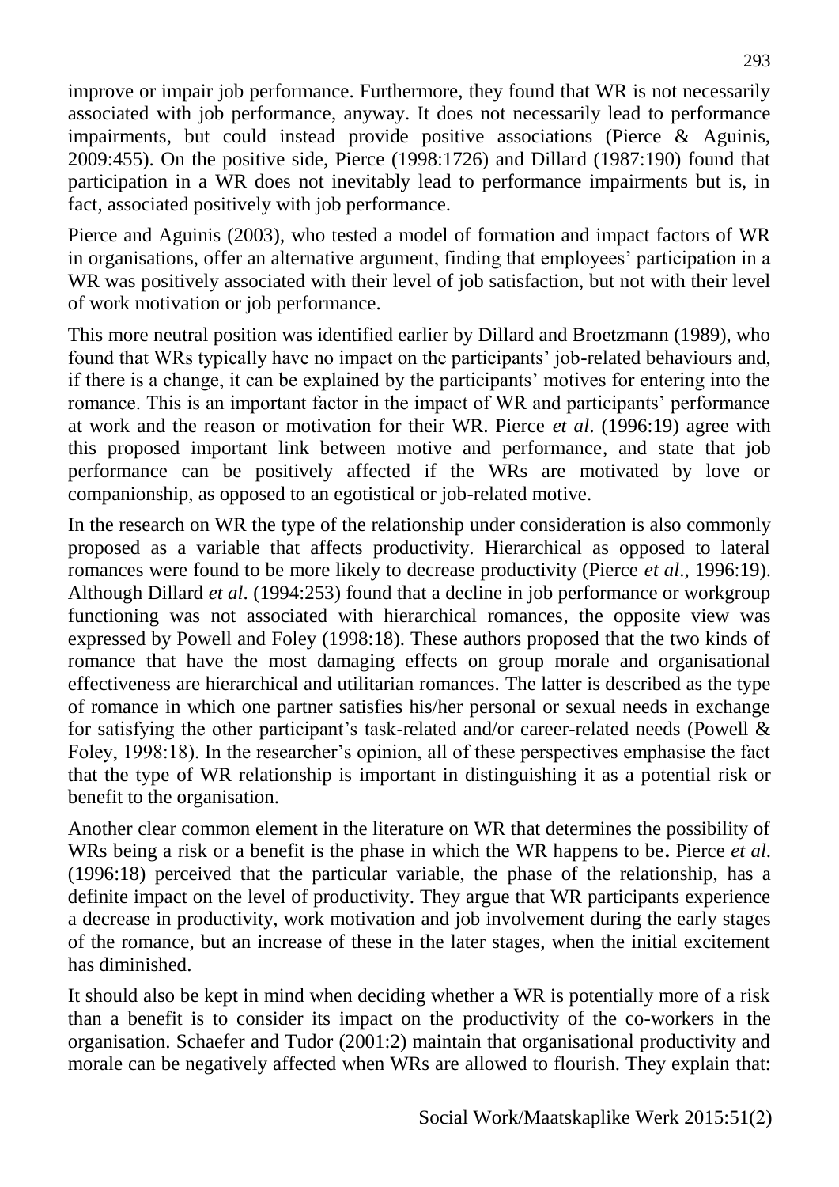improve or impair job performance. Furthermore, they found that WR is not necessarily associated with job performance, anyway. It does not necessarily lead to performance impairments, but could instead provide positive associations (Pierce & Aguinis, 2009:455). On the positive side, Pierce (1998:1726) and Dillard (1987:190) found that participation in a WR does not inevitably lead to performance impairments but is, in fact, associated positively with job performance.

Pierce and Aguinis (2003), who tested a model of formation and impact factors of WR in organisations, offer an alternative argument, finding that employees' participation in a WR was positively associated with their level of job satisfaction, but not with their level of work motivation or job performance.

This more neutral position was identified earlier by Dillard and Broetzmann (1989), who found that WRs typically have no impact on the participants' job-related behaviours and, if there is a change, it can be explained by the participants' motives for entering into the romance. This is an important factor in the impact of WR and participants' performance at work and the reason or motivation for their WR. Pierce *et al*. (1996:19) agree with this proposed important link between motive and performance, and state that job performance can be positively affected if the WRs are motivated by love or companionship, as opposed to an egotistical or job-related motive.

In the research on WR the type of the relationship under consideration is also commonly proposed as a variable that affects productivity. Hierarchical as opposed to lateral romances were found to be more likely to decrease productivity (Pierce *et al*., 1996:19). Although Dillard *et al*. (1994:253) found that a decline in job performance or workgroup functioning was not associated with hierarchical romances, the opposite view was expressed by Powell and Foley (1998:18). These authors proposed that the two kinds of romance that have the most damaging effects on group morale and organisational effectiveness are hierarchical and utilitarian romances. The latter is described as the type of romance in which one partner satisfies his/her personal or sexual needs in exchange for satisfying the other participant's task-related and/or career-related needs (Powell & Foley, 1998:18). In the researcher's opinion, all of these perspectives emphasise the fact that the type of WR relationship is important in distinguishing it as a potential risk or benefit to the organisation.

Another clear common element in the literature on WR that determines the possibility of WRs being a risk or a benefit is the phase in which the WR happens to be**.** Pierce *et al*. (1996:18) perceived that the particular variable, the phase of the relationship, has a definite impact on the level of productivity. They argue that WR participants experience a decrease in productivity, work motivation and job involvement during the early stages of the romance, but an increase of these in the later stages, when the initial excitement has diminished.

It should also be kept in mind when deciding whether a WR is potentially more of a risk than a benefit is to consider its impact on the productivity of the co-workers in the organisation. Schaefer and Tudor (2001:2) maintain that organisational productivity and morale can be negatively affected when WRs are allowed to flourish. They explain that: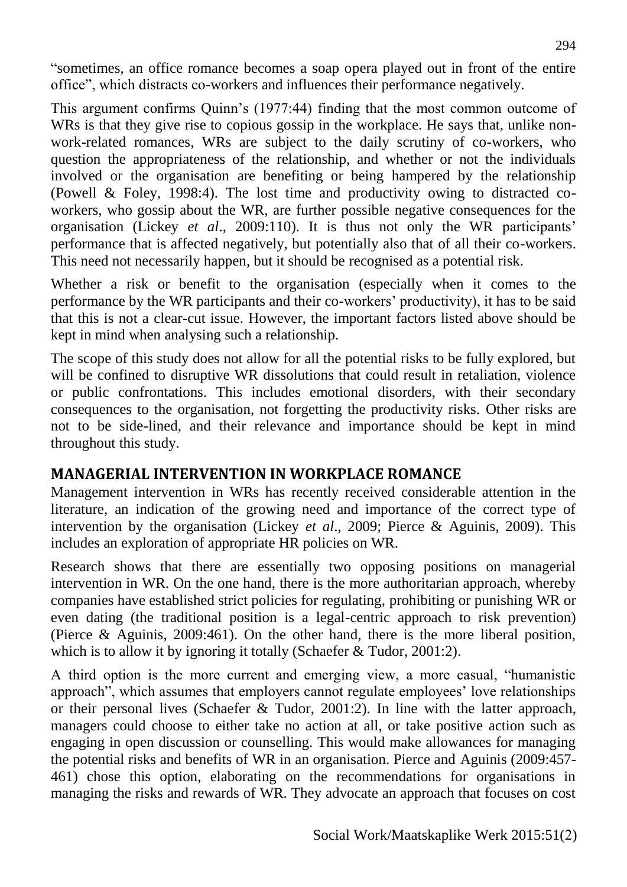"sometimes, an office romance becomes a soap opera played out in front of the entire office", which distracts co-workers and influences their performance negatively.

This argument confirms Quinn's (1977:44) finding that the most common outcome of WRs is that they give rise to copious gossip in the workplace. He says that, unlike non-work-related romances, WRs are subject to the daily scrutiny of co-workers, who question the appropriateness of the relationship, and whether or not the individuals involved or the organisation are benefiting or being hampered by the relationship (Powell & Foley, 1998:4). The lost time and productivity owing to distracted co-workers, who gossip about the WR, are further possible negative consequences for the organisation (Lickey *et al*., 2009:110). It is thus not only the WR participants' performance that is affected negatively, but potentially also that of all their co-workers. This need not necessarily happen, but it should be recognised as a potential risk.

Whether a risk or benefit to the organisation (especially when it comes to the performance by the WR participants and their co-workers' productivity), it has to be said that this is not a clear-cut issue. However, the important factors listed above should be kept in mind when analysing such a relationship.

The scope of this study does not allow for all the potential risks to be fully explored, but will be confined to disruptive WR dissolutions that could result in retaliation, violence or public confrontations. This includes emotional disorders, with their secondary consequences to the organisation, not forgetting the productivity risks. Other risks are not to be side-lined, and their relevance and importance should be kept in mind throughout this study.

## MANAGERIAL INTERVENTION IN WORKPLACE ROMANCE

Management intervention in WRs has recently received considerable attention in the literature, an indication of the growing need and importance of the correct type of intervention by the organisation (Lickey *et al*., 2009; Pierce & Aguinis, 2009). This includes an exploration of appropriate HR policies on WR.

Research shows that there are essentially two opposing positions on managerial intervention in WR. On the one hand, there is the more authoritarian approach, whereby companies have established strict policies for regulating, prohibiting or punishing WR or even dating (the traditional position is a legal-centric approach to risk prevention) (Pierce & Aguinis, 2009:461). On the other hand, there is the more liberal position, which is to allow it by ignoring it totally (Schaefer & Tudor, 2001:2).

A third option is the more current and emerging view, a more casual, "humanistic approach", which assumes that employers cannot regulate employees' love relationships or their personal lives (Schaefer & Tudor, 2001:2). In line with the latter approach, managers could choose to either take no action at all, or take positive action such as engaging in open discussion or counselling. This would make allowances for managing the potential risks and benefits of WR in an organisation. Pierce and Aguinis (2009:457-461) chose this option, elaborating on the recommendations for organisations in managing the risks and rewards of WR. They advocate an approach that focuses on cost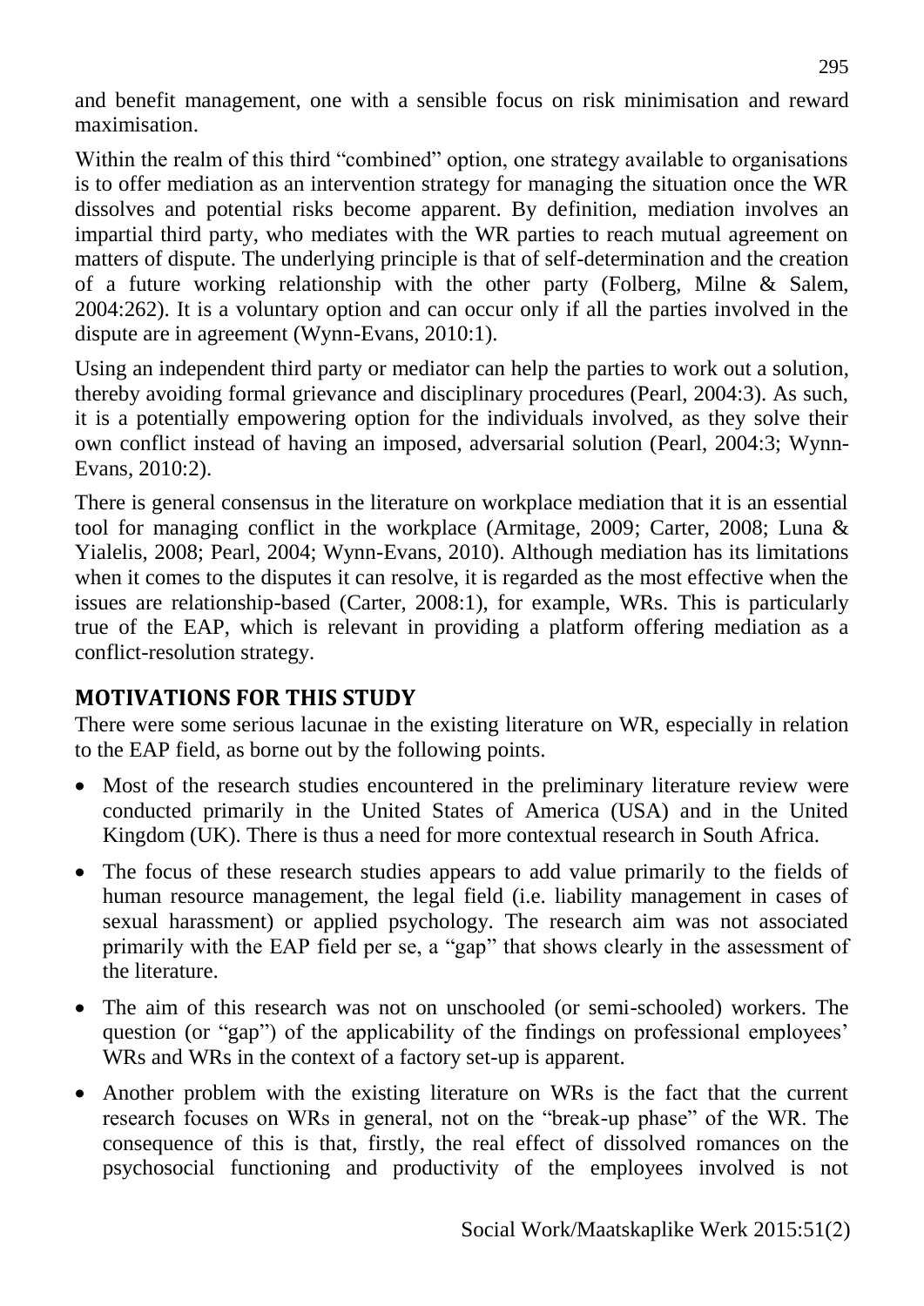and benefit management, one with a sensible focus on risk minimisation and reward maximisation.

Within the realm of this third "combined" option, one strategy available to organisations is to offer mediation as an intervention strategy for managing the situation once the WR dissolves and potential risks become apparent. By definition, mediation involves an impartial third party, who mediates with the WR parties to reach mutual agreement on matters of dispute. The underlying principle is that of self-determination and the creation of a future working relationship with the other party (Folberg, Milne & Salem, 2004:262). It is a voluntary option and can occur only if all the parties involved in the dispute are in agreement (Wynn-Evans, 2010:1).

Using an independent third party or mediator can help the parties to work out a solution, thereby avoiding formal grievance and disciplinary procedures (Pearl, 2004:3). As such, it is a potentially empowering option for the individuals involved, as they solve their own conflict instead of having an imposed, adversarial solution (Pearl, 2004:3; Wynn-Evans, 2010:2).

There is general consensus in the literature on workplace mediation that it is an essential tool for managing conflict in the workplace (Armitage, 2009; Carter, 2008; Luna & Yialelis, 2008; Pearl, 2004; Wynn-Evans, 2010). Although mediation has its limitations when it comes to the disputes it can resolve, it is regarded as the most effective when the issues are relationship-based (Carter, 2008:1), for example, WRs. This is particularly true of the EAP, which is relevant in providing a platform offering mediation as a conflict-resolution strategy.

## MOTIVATIONS FOR THIS STUDY

There were some serious lacunae in the existing literature on WR, especially in relation to the EAP field, as borne out by the following points.

- Most of the research studies encountered in the preliminary literature review were conducted primarily in the United States of America (USA) and in the United Kingdom (UK). There is thus a need for more contextual research in South Africa.
- The focus of these research studies appears to add value primarily to the fields of human resource management, the legal field (i.e. liability management in cases of sexual harassment) or applied psychology. The research aim was not associated primarily with the EAP field per se, a "gap" that shows clearly in the assessment of the literature.
- The aim of this research was not on unschooled (or semi-schooled) workers. The question (or "gap") of the applicability of the findings on professional employees' WRs and WRs in the context of a factory set-up is apparent.
- Another problem with the existing literature on WRs is the fact that the current research focuses on WRs in general, not on the "break-up phase" of the WR. The consequence of this is that, firstly, the real effect of dissolved romances on the psychosocial functioning and productivity of the employees involved is not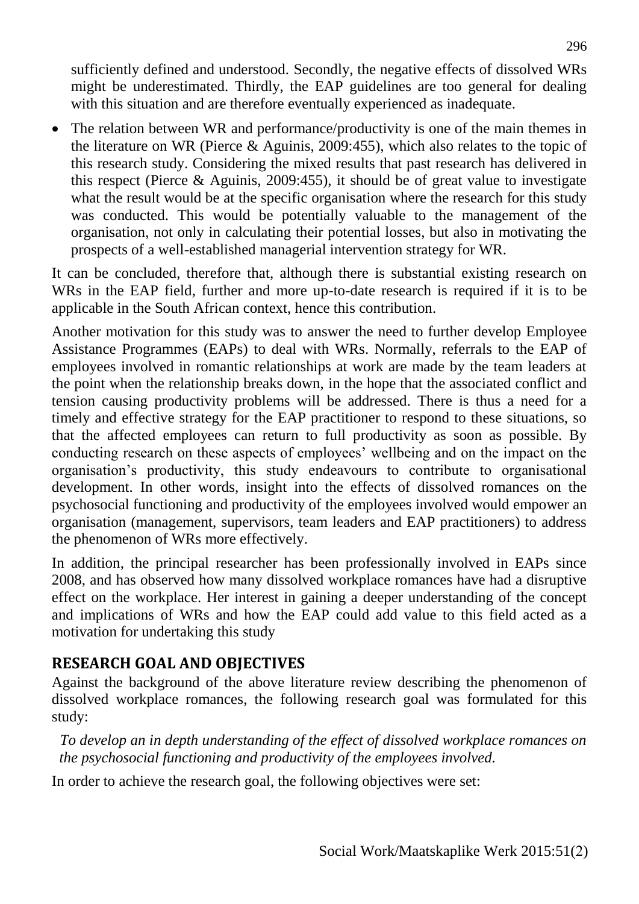sufficiently defined and understood. Secondly, the negative effects of dissolved WRs might be underestimated. Thirdly, the EAP guidelines are too general for dealing with this situation and are therefore eventually experienced as inadequate.

- The relation between WR and performance/productivity is one of the main themes in the literature on WR (Pierce & Aguinis, 2009:455), which also relates to the topic of this research study. Considering the mixed results that past research has delivered in this respect (Pierce & Aguinis, 2009:455), it should be of great value to investigate what the result would be at the specific organisation where the research for this study was conducted. This would be potentially valuable to the management of the organisation, not only in calculating their potential losses, but also in motivating the prospects of a well-established managerial intervention strategy for WR.

It can be concluded, therefore that, although there is substantial existing research on WRs in the EAP field, further and more up-to-date research is required if it is to be applicable in the South African context, hence this contribution.

Another motivation for this study was to answer the need to further develop Employee Assistance Programmes (EAPs) to deal with WRs. Normally, referrals to the EAP of employees involved in romantic relationships at work are made by the team leaders at the point when the relationship breaks down, in the hope that the associated conflict and tension causing productivity problems will be addressed. There is thus a need for a timely and effective strategy for the EAP practitioner to respond to these situations, so that the affected employees can return to full productivity as soon as possible. By conducting research on these aspects of employees' wellbeing and on the impact on the organisation's productivity, this study endeavours to contribute to organisational development. In other words, insight into the effects of dissolved romances on the psychosocial functioning and productivity of the employees involved would empower an organisation (management, supervisors, team leaders and EAP practitioners) to address the phenomenon of WRs more effectively.

In addition, the principal researcher has been professionally involved in EAPs since 2008, and has observed how many dissolved workplace romances have had a disruptive effect on the workplace. Her interest in gaining a deeper understanding of the concept and implications of WRs and how the EAP could add value to this field acted as a motivation for undertaking this study

## RESEARCH GOAL AND OBJECTIVES

Against the background of the above literature review describing the phenomenon of dissolved workplace romances, the following research goal was formulated for this study:

*To develop an in depth understanding of the effect of dissolved workplace romances on the psychosocial functioning and productivity of the employees involved.*

In order to achieve the research goal, the following objectives were set: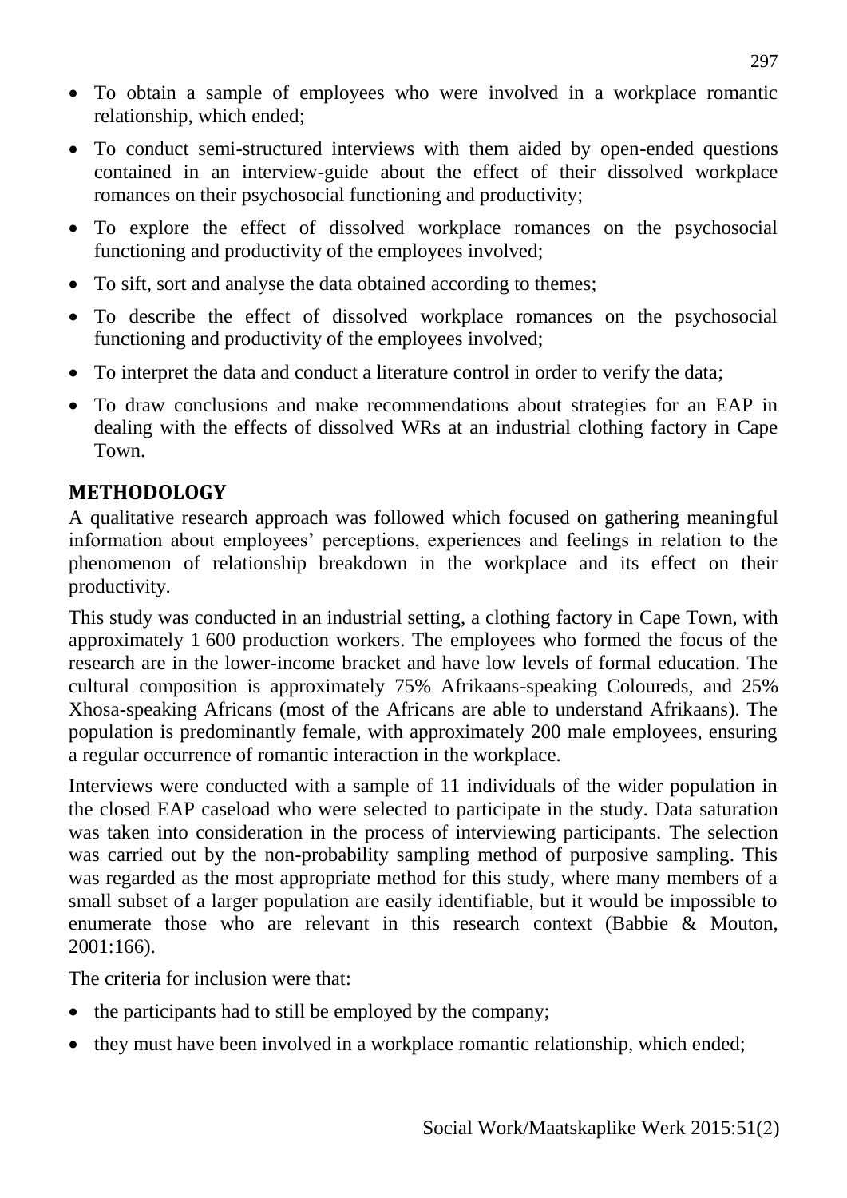- To obtain a sample of employees who were involved in a workplace romantic relationship, which ended;
- To conduct semi-structured interviews with them aided by open-ended questions contained in an interview-guide about the effect of their dissolved workplace romances on their psychosocial functioning and productivity;
- To explore the effect of dissolved workplace romances on the psychosocial functioning and productivity of the employees involved;
- To sift, sort and analyse the data obtained according to themes;
- To describe the effect of dissolved workplace romances on the psychosocial functioning and productivity of the employees involved;
- To interpret the data and conduct a literature control in order to verify the data;
- To draw conclusions and make recommendations about strategies for an EAP in dealing with the effects of dissolved WRs at an industrial clothing factory in Cape Town.

## METHODOLOGY

A qualitative research approach was followed which focused on gathering meaningful information about employees' perceptions, experiences and feelings in relation to the phenomenon of relationship breakdown in the workplace and its effect on their productivity.

This study was conducted in an industrial setting, a clothing factory in Cape Town, with approximately 1 600 production workers. The employees who formed the focus of the research are in the lower-income bracket and have low levels of formal education. The cultural composition is approximately 75% Afrikaans-speaking Coloureds, and 25% Xhosa-speaking Africans (most of the Africans are able to understand Afrikaans). The population is predominantly female, with approximately 200 male employees, ensuring a regular occurrence of romantic interaction in the workplace.

Interviews were conducted with a sample of 11 individuals of the wider population in the closed EAP caseload who were selected to participate in the study. Data saturation was taken into consideration in the process of interviewing participants. The selection was carried out by the non-probability sampling method of purposive sampling. This was regarded as the most appropriate method for this study, where many members of a small subset of a larger population are easily identifiable, but it would be impossible to enumerate those who are relevant in this research context (Babbie & Mouton, 2001:166).

The criteria for inclusion were that:

- the participants had to still be employed by the company;
- they must have been involved in a workplace romantic relationship, which ended;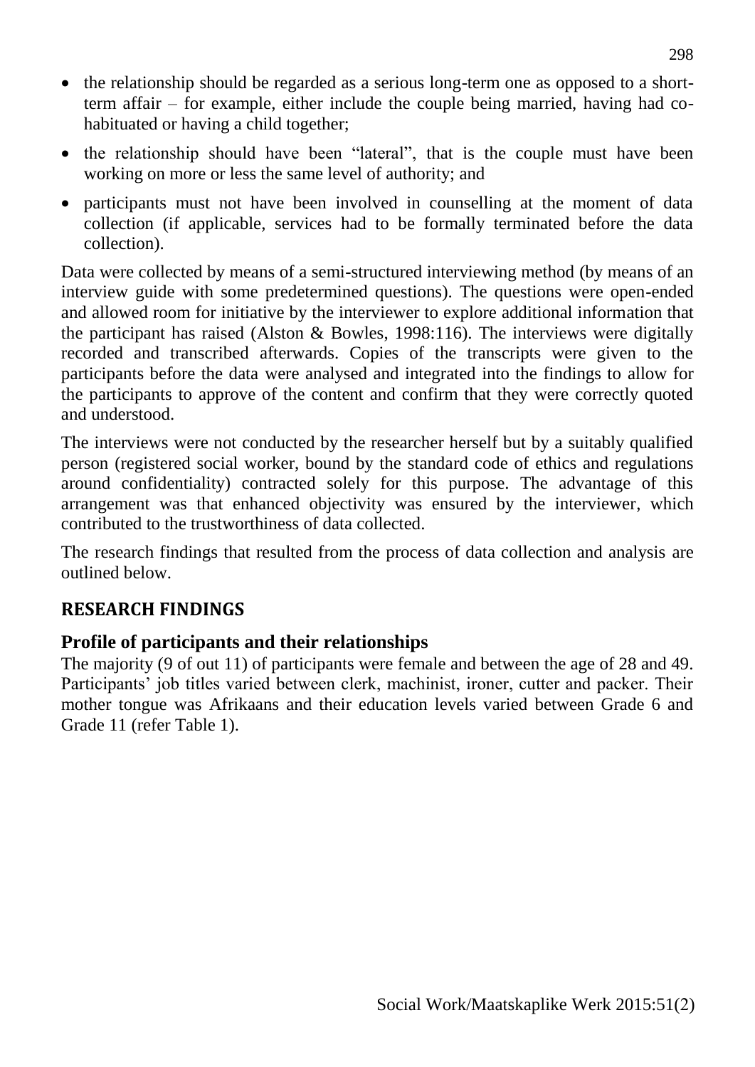- the relationship should be regarded as a serious long-term one as opposed to a short-term affair – for example, either include the couple being married, having had co-habituated or having a child together;
- the relationship should have been "lateral", that is the couple must have been working on more or less the same level of authority; and
- participants must not have been involved in counselling at the moment of data collection (if applicable, services had to be formally terminated before the data collection).

Data were collected by means of a semi-structured interviewing method (by means of an interview guide with some predetermined questions). The questions were open-ended and allowed room for initiative by the interviewer to explore additional information that the participant has raised (Alston & Bowles, 1998:116). The interviews were digitally recorded and transcribed afterwards. Copies of the transcripts were given to the participants before the data were analysed and integrated into the findings to allow for the participants to approve of the content and confirm that they were correctly quoted and understood.

The interviews were not conducted by the researcher herself but by a suitably qualified person (registered social worker, bound by the standard code of ethics and regulations around confidentiality) contracted solely for this purpose. The advantage of this arrangement was that enhanced objectivity was ensured by the interviewer, which contributed to the trustworthiness of data collected.

The research findings that resulted from the process of data collection and analysis are outlined below.

## RESEARCH FINDINGS

### Profile of participants and their relationships

The majority (9 of out 11) of participants were female and between the age of 28 and 49. Participants' job titles varied between clerk, machinist, ironer, cutter and packer. Their mother tongue was Afrikaans and their education levels varied between Grade 6 and Grade 11 (refer Table 1).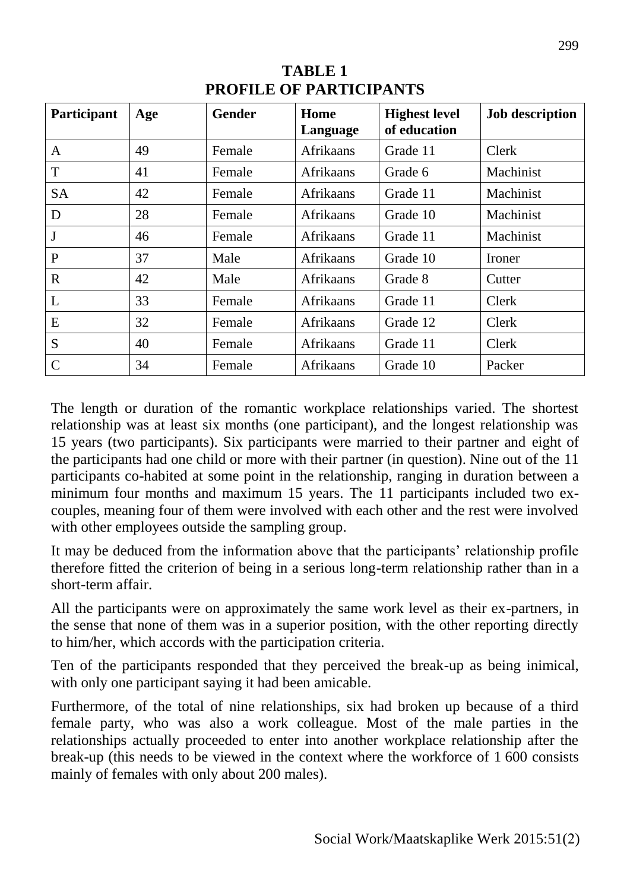**TABLE 1**
**PROFILE OF PARTICIPANTS**

| Participant | Age | Gender | Home Language | Highest level of education | Job description |
|---|---|---|---|---|---|
| A | 49 | Female | Afrikaans | Grade 11 | Clerk |
| T | 41 | Female | Afrikaans | Grade 6 | Machinist |
| SA | 42 | Female | Afrikaans | Grade 11 | Machinist |
| D | 28 | Female | Afrikaans | Grade 10 | Machinist |
| J | 46 | Female | Afrikaans | Grade 11 | Machinist |
| P | 37 | Male | Afrikaans | Grade 10 | Ironer |
| R | 42 | Male | Afrikaans | Grade 8 | Cutter |
| L | 33 | Female | Afrikaans | Grade 11 | Clerk |
| E | 32 | Female | Afrikaans | Grade 12 | Clerk |
| S | 40 | Female | Afrikaans | Grade 11 | Clerk |
| C | 34 | Female | Afrikaans | Grade 10 | Packer |

The length or duration of the romantic workplace relationships varied. The shortest relationship was at least six months (one participant), and the longest relationship was 15 years (two participants). Six participants were married to their partner and eight of the participants had one child or more with their partner (in question). Nine out of the 11 participants co-habited at some point in the relationship, ranging in duration between a minimum four months and maximum 15 years. The 11 participants included two ex-couples, meaning four of them were involved with each other and the rest were involved with other employees outside the sampling group.

It may be deduced from the information above that the participants' relationship profile therefore fitted the criterion of being in a serious long-term relationship rather than in a short-term affair.

All the participants were on approximately the same work level as their ex-partners, in the sense that none of them was in a superior position, with the other reporting directly to him/her, which accords with the participation criteria.

Ten of the participants responded that they perceived the break-up as being inimical, with only one participant saying it had been amicable.

Furthermore, of the total of nine relationships, six had broken up because of a third female party, who was also a work colleague. Most of the male parties in the relationships actually proceeded to enter into another workplace relationship after the break-up (this needs to be viewed in the context where the workforce of 1 600 consists mainly of females with only about 200 males).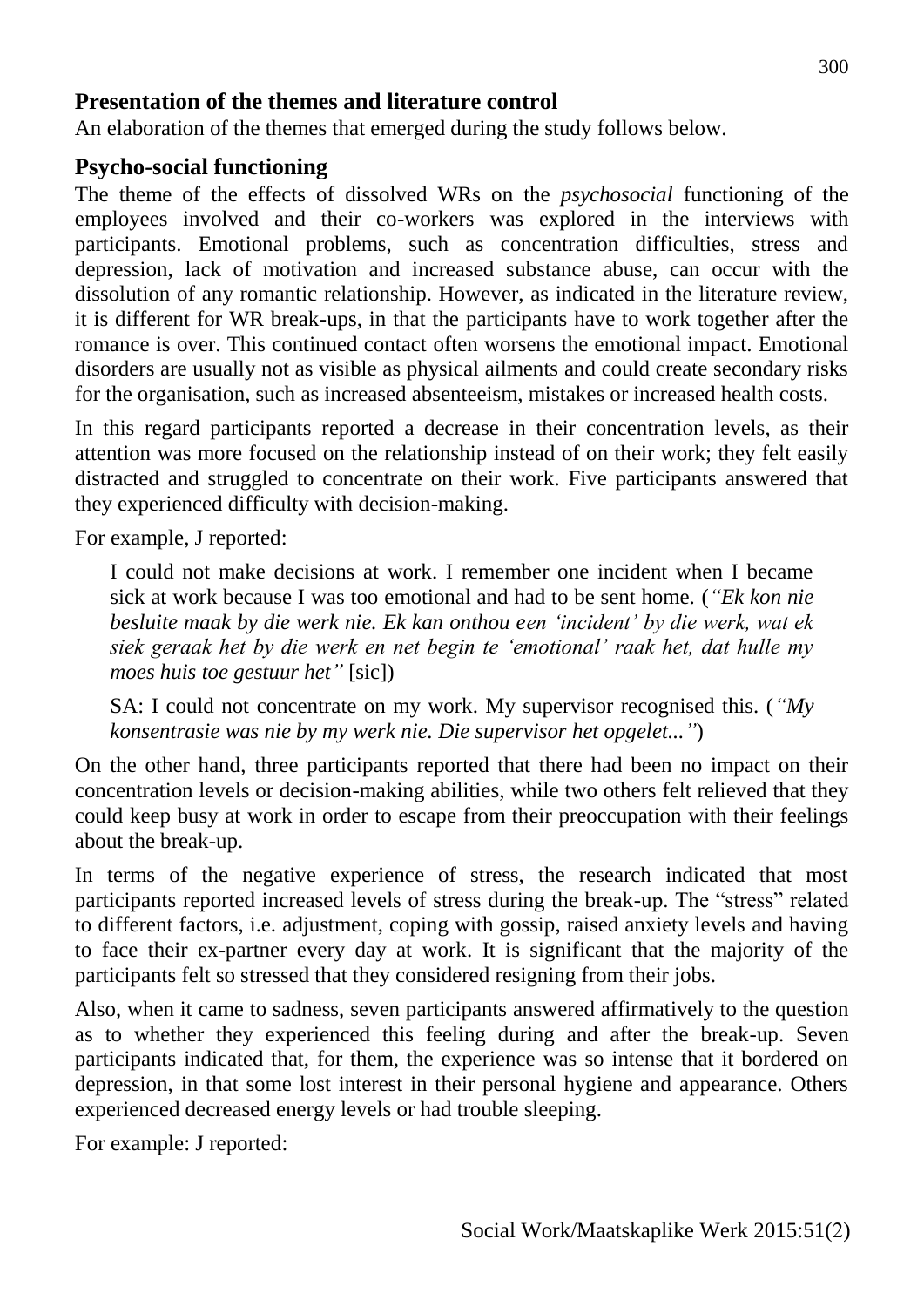## Presentation of the themes and literature control

An elaboration of the themes that emerged during the study follows below.

## Psycho-social functioning

The theme of the effects of dissolved WRs on the *psychosocial* functioning of the employees involved and their co-workers was explored in the interviews with participants. Emotional problems, such as concentration difficulties, stress and depression, lack of motivation and increased substance abuse, can occur with the dissolution of any romantic relationship. However, as indicated in the literature review, it is different for WR break-ups, in that the participants have to work together after the romance is over. This continued contact often worsens the emotional impact. Emotional disorders are usually not as visible as physical ailments and could create secondary risks for the organisation, such as increased absenteeism, mistakes or increased health costs.

In this regard participants reported a decrease in their concentration levels, as their attention was more focused on the relationship instead of on their work; they felt easily distracted and struggled to concentrate on their work. Five participants answered that they experienced difficulty with decision-making.

For example, J reported:

> I could not make decisions at work. I remember one incident when I became sick at work because I was too emotional and had to be sent home. (*"Ek kon nie besluite maak by die werk nie. Ek kan onthou een 'incident' by die werk, wat ek siek geraak het by die werk en net begin te 'emotional' raak het, dat hulle my moes huis toe gestuur het"* [sic])
>
> SA: I could not concentrate on my work. My supervisor recognised this. (*"My konsentrasie was nie by my werk nie. Die supervisor het opgelet..."*)

On the other hand, three participants reported that there had been no impact on their concentration levels or decision-making abilities, while two others felt relieved that they could keep busy at work in order to escape from their preoccupation with their feelings about the break-up.

In terms of the negative experience of stress, the research indicated that most participants reported increased levels of stress during the break-up. The "stress" related to different factors, i.e. adjustment, coping with gossip, raised anxiety levels and having to face their ex-partner every day at work. It is significant that the majority of the participants felt so stressed that they considered resigning from their jobs.

Also, when it came to sadness, seven participants answered affirmatively to the question as to whether they experienced this feeling during and after the break-up. Seven participants indicated that, for them, the experience was so intense that it bordered on depression, in that some lost interest in their personal hygiene and appearance. Others experienced decreased energy levels or had trouble sleeping.

For example: J reported: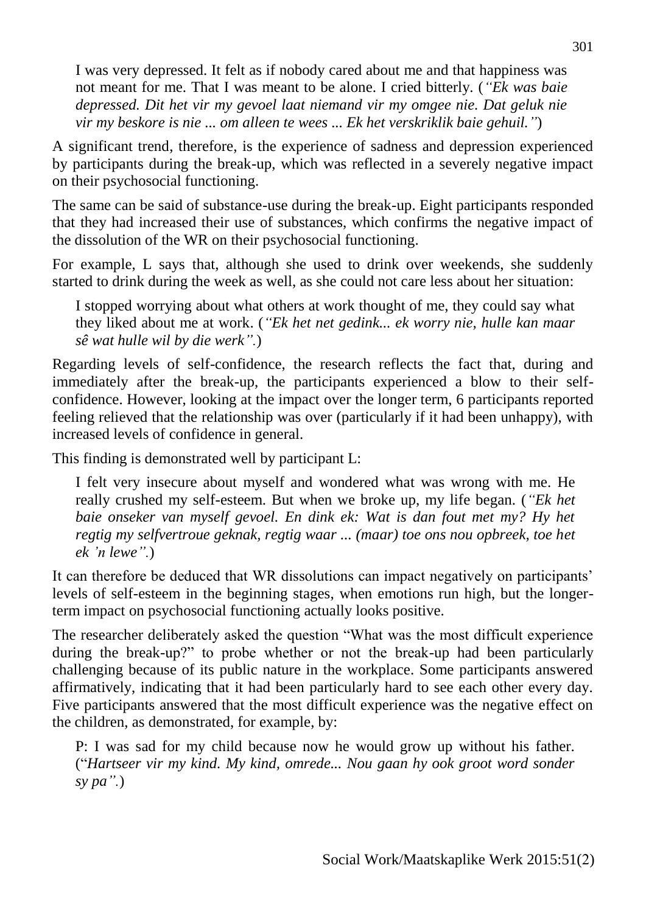> I was very depressed. It felt as if nobody cared about me and that happiness was not meant for me. That I was meant to be alone. I cried bitterly. (*"Ek was baie depressed. Dit het vir my gevoel laat niemand vir my omgee nie. Dat geluk nie vir my beskore is nie ... om alleen te wees ... Ek het verskriklik baie gehuil."*)

A significant trend, therefore, is the experience of sadness and depression experienced by participants during the break-up, which was reflected in a severely negative impact on their psychosocial functioning.

The same can be said of substance-use during the break-up. Eight participants responded that they had increased their use of substances, which confirms the negative impact of the dissolution of the WR on their psychosocial functioning.

For example, L says that, although she used to drink over weekends, she suddenly started to drink during the week as well, as she could not care less about her situation:

> I stopped worrying about what others at work thought of me, they could say what they liked about me at work. (*"Ek het net gedink... ek worry nie, hulle kan maar sê wat hulle wil by die werk".*)

Regarding levels of self-confidence, the research reflects the fact that, during and immediately after the break-up, the participants experienced a blow to their self-confidence. However, looking at the impact over the longer term, 6 participants reported feeling relieved that the relationship was over (particularly if it had been unhappy), with increased levels of confidence in general.

This finding is demonstrated well by participant L:

> I felt very insecure about myself and wondered what was wrong with me. He really crushed my self-esteem. But when we broke up, my life began. (*"Ek het baie onseker van myself gevoel. En dink ek: Wat is dan fout met my? Hy het regtig my selfvertroue geknak, regtig waar ... (maar) toe ons nou opbreek, toe het ek 'n lewe".*)

It can therefore be deduced that WR dissolutions can impact negatively on participants' levels of self-esteem in the beginning stages, when emotions run high, but the longer-term impact on psychosocial functioning actually looks positive.

The researcher deliberately asked the question "What was the most difficult experience during the break-up?" to probe whether or not the break-up had been particularly challenging because of its public nature in the workplace. Some participants answered affirmatively, indicating that it had been particularly hard to see each other every day. Five participants answered that the most difficult experience was the negative effect on the children, as demonstrated, for example, by:

> P: I was sad for my child because now he would grow up without his father. ("*Hartseer vir my kind. My kind, omrede... Nou gaan hy ook groot word sonder sy pa".*)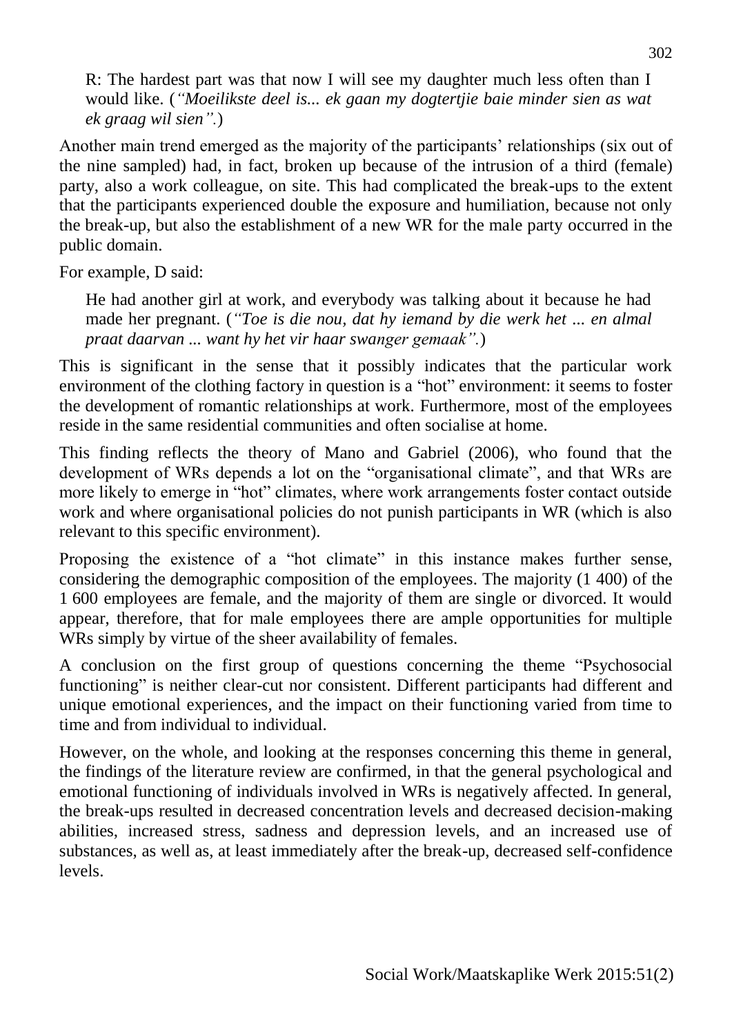> R: The hardest part was that now I will see my daughter much less often than I would like. (*"Moeilikste deel is... ek gaan my dogtertjie baie minder sien as wat ek graag wil sien".*)

Another main trend emerged as the majority of the participants' relationships (six out of the nine sampled) had, in fact, broken up because of the intrusion of a third (female) party, also a work colleague, on site. This had complicated the break-ups to the extent that the participants experienced double the exposure and humiliation, because not only the break-up, but also the establishment of a new WR for the male party occurred in the public domain.

For example, D said:

> He had another girl at work, and everybody was talking about it because he had made her pregnant. (*"Toe is die nou, dat hy iemand by die werk het ... en almal praat daarvan ... want hy het vir haar swanger gemaak".*)

This is significant in the sense that it possibly indicates that the particular work environment of the clothing factory in question is a "hot" environment: it seems to foster the development of romantic relationships at work. Furthermore, most of the employees reside in the same residential communities and often socialise at home.

This finding reflects the theory of Mano and Gabriel (2006), who found that the development of WRs depends a lot on the "organisational climate", and that WRs are more likely to emerge in "hot" climates, where work arrangements foster contact outside work and where organisational policies do not punish participants in WR (which is also relevant to this specific environment).

Proposing the existence of a "hot climate" in this instance makes further sense, considering the demographic composition of the employees. The majority (1 400) of the 1 600 employees are female, and the majority of them are single or divorced. It would appear, therefore, that for male employees there are ample opportunities for multiple WRs simply by virtue of the sheer availability of females.

A conclusion on the first group of questions concerning the theme "Psychosocial functioning" is neither clear-cut nor consistent. Different participants had different and unique emotional experiences, and the impact on their functioning varied from time to time and from individual to individual.

However, on the whole, and looking at the responses concerning this theme in general, the findings of the literature review are confirmed, in that the general psychological and emotional functioning of individuals involved in WRs is negatively affected. In general, the break-ups resulted in decreased concentration levels and decreased decision-making abilities, increased stress, sadness and depression levels, and an increased use of substances, as well as, at least immediately after the break-up, decreased self-confidence levels.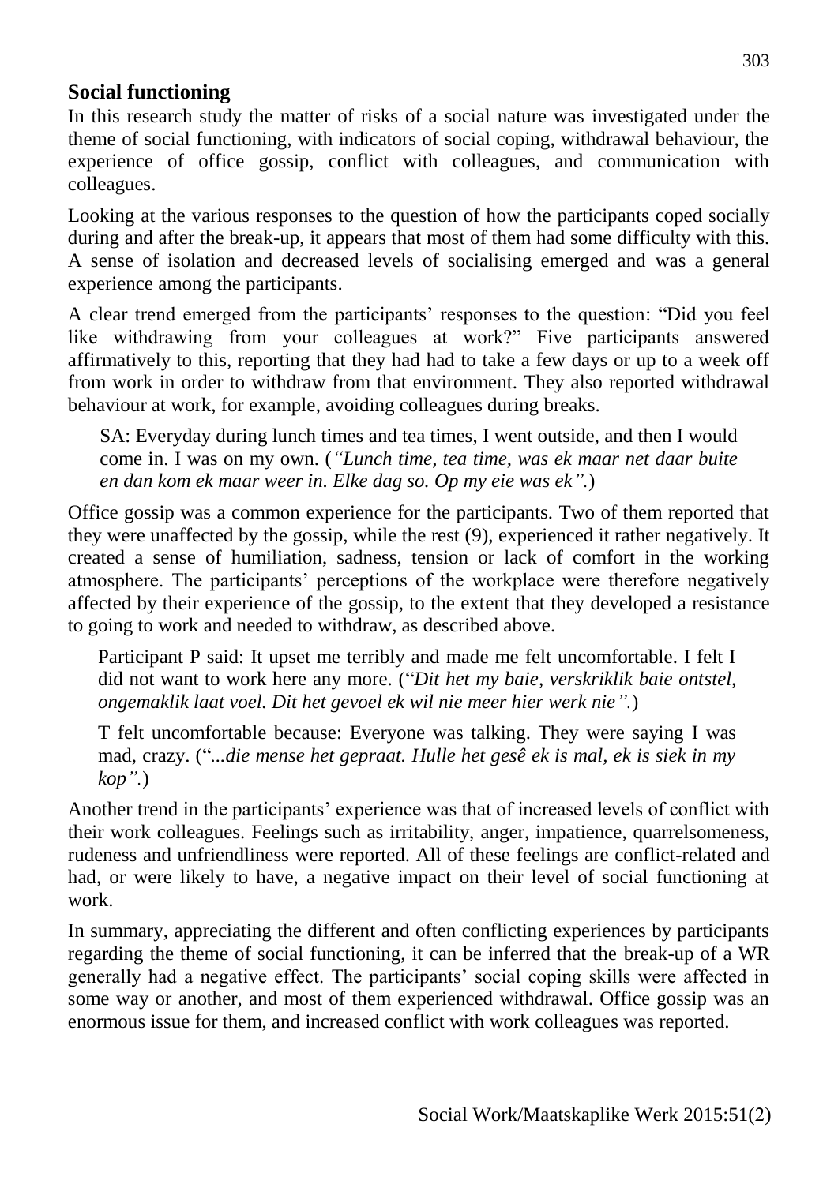## Social functioning

In this research study the matter of risks of a social nature was investigated under the theme of social functioning, with indicators of social coping, withdrawal behaviour, the experience of office gossip, conflict with colleagues, and communication with colleagues.

Looking at the various responses to the question of how the participants coped socially during and after the break-up, it appears that most of them had some difficulty with this. A sense of isolation and decreased levels of socialising emerged and was a general experience among the participants.

A clear trend emerged from the participants' responses to the question: "Did you feel like withdrawing from your colleagues at work?" Five participants answered affirmatively to this, reporting that they had had to take a few days or up to a week off from work in order to withdraw from that environment. They also reported withdrawal behaviour at work, for example, avoiding colleagues during breaks.

> SA: Everyday during lunch times and tea times, I went outside, and then I would come in. I was on my own. (*"Lunch time, tea time, was ek maar net daar buite en dan kom ek maar weer in. Elke dag so. Op my eie was ek".*)

Office gossip was a common experience for the participants. Two of them reported that they were unaffected by the gossip, while the rest (9), experienced it rather negatively. It created a sense of humiliation, sadness, tension or lack of comfort in the working atmosphere. The participants' perceptions of the workplace were therefore negatively affected by their experience of the gossip, to the extent that they developed a resistance to going to work and needed to withdraw, as described above.

> Participant P said: It upset me terribly and made me felt uncomfortable. I felt I did not want to work here any more. ("*Dit het my baie, verskriklik baie ontstel, ongemaklik laat voel. Dit het gevoel ek wil nie meer hier werk nie".*)

> T felt uncomfortable because: Everyone was talking. They were saying I was mad, crazy. ("*...die mense het gepraat. Hulle het gesê ek is mal, ek is siek in my kop".*)

Another trend in the participants' experience was that of increased levels of conflict with their work colleagues. Feelings such as irritability, anger, impatience, quarrelsomeness, rudeness and unfriendliness were reported. All of these feelings are conflict-related and had, or were likely to have, a negative impact on their level of social functioning at work.

In summary, appreciating the different and often conflicting experiences by participants regarding the theme of social functioning, it can be inferred that the break-up of a WR generally had a negative effect. The participants' social coping skills were affected in some way or another, and most of them experienced withdrawal. Office gossip was an enormous issue for them, and increased conflict with work colleagues was reported.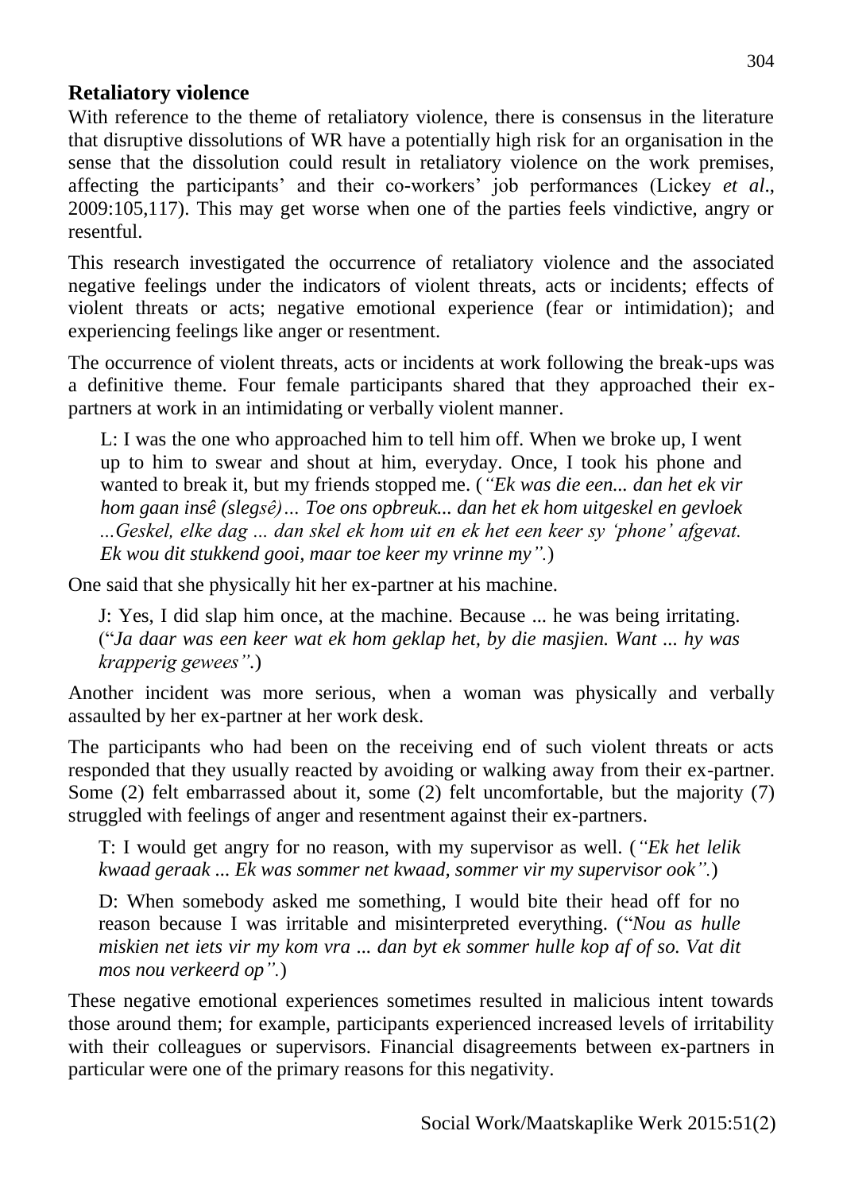## Retaliatory violence

With reference to the theme of retaliatory violence, there is consensus in the literature that disruptive dissolutions of WR have a potentially high risk for an organisation in the sense that the dissolution could result in retaliatory violence on the work premises, affecting the participants' and their co-workers' job performances (Lickey *et al*., 2009:105,117). This may get worse when one of the parties feels vindictive, angry or resentful.

This research investigated the occurrence of retaliatory violence and the associated negative feelings under the indicators of violent threats, acts or incidents; effects of violent threats or acts; negative emotional experience (fear or intimidation); and experiencing feelings like anger or resentment.

The occurrence of violent threats, acts or incidents at work following the break-ups was a definitive theme. Four female participants shared that they approached their ex-partners at work in an intimidating or verbally violent manner.

> L: I was the one who approached him to tell him off. When we broke up, I went up to him to swear and shout at him, everyday. Once, I took his phone and wanted to break it, but my friends stopped me. (*"Ek was die een... dan het ek vir hom gaan insê (slegsê)… Toe ons opbreuk... dan het ek hom uitgeskel en gevloek ...Geskel, elke dag ... dan skel ek hom uit en ek het een keer sy 'phone' afgevat. Ek wou dit stukkend gooi, maar toe keer my vrinne my".*)

One said that she physically hit her ex-partner at his machine.

> J: Yes, I did slap him once, at the machine. Because ... he was being irritating. ("*Ja daar was een keer wat ek hom geklap het, by die masjien. Want ... hy was krapperig gewees".*)

Another incident was more serious, when a woman was physically and verbally assaulted by her ex-partner at her work desk.

The participants who had been on the receiving end of such violent threats or acts responded that they usually reacted by avoiding or walking away from their ex-partner. Some (2) felt embarrassed about it, some (2) felt uncomfortable, but the majority (7) struggled with feelings of anger and resentment against their ex-partners.

> T: I would get angry for no reason, with my supervisor as well. (*"Ek het lelik kwaad geraak ... Ek was sommer net kwaad, sommer vir my supervisor ook".*)

> D: When somebody asked me something, I would bite their head off for no reason because I was irritable and misinterpreted everything. ("*Nou as hulle miskien net iets vir my kom vra ... dan byt ek sommer hulle kop af of so. Vat dit mos nou verkeerd op".*)

These negative emotional experiences sometimes resulted in malicious intent towards those around them; for example, participants experienced increased levels of irritability with their colleagues or supervisors. Financial disagreements between ex-partners in particular were one of the primary reasons for this negativity.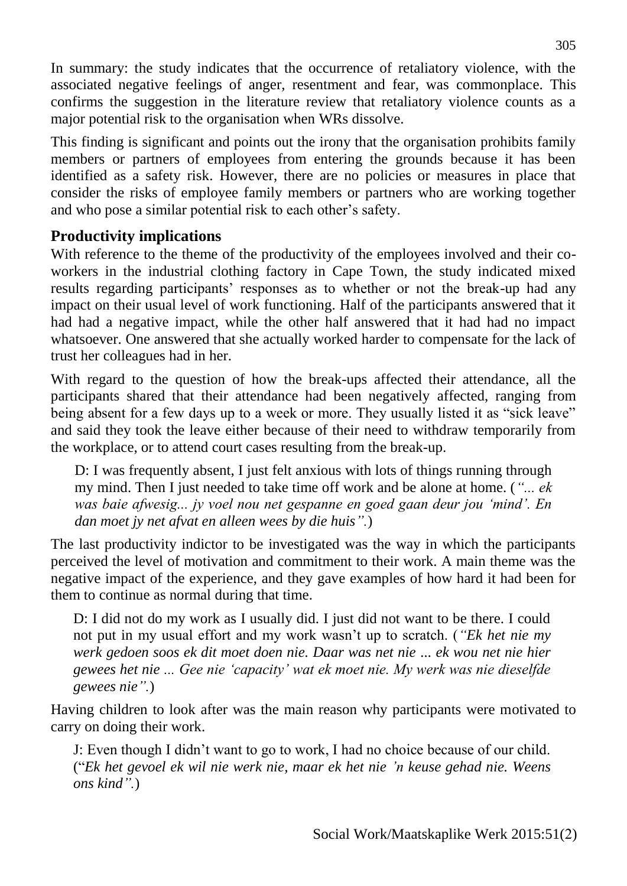In summary: the study indicates that the occurrence of retaliatory violence, with the associated negative feelings of anger, resentment and fear, was commonplace. This confirms the suggestion in the literature review that retaliatory violence counts as a major potential risk to the organisation when WRs dissolve.

This finding is significant and points out the irony that the organisation prohibits family members or partners of employees from entering the grounds because it has been identified as a safety risk. However, there are no policies or measures in place that consider the risks of employee family members or partners who are working together and who pose a similar potential risk to each other's safety.

## Productivity implications

With reference to the theme of the productivity of the employees involved and their co-workers in the industrial clothing factory in Cape Town, the study indicated mixed results regarding participants' responses as to whether or not the break-up had any impact on their usual level of work functioning. Half of the participants answered that it had had a negative impact, while the other half answered that it had had no impact whatsoever. One answered that she actually worked harder to compensate for the lack of trust her colleagues had in her.

With regard to the question of how the break-ups affected their attendance, all the participants shared that their attendance had been negatively affected, ranging from being absent for a few days up to a week or more. They usually listed it as "sick leave" and said they took the leave either because of their need to withdraw temporarily from the workplace, or to attend court cases resulting from the break-up.

> D: I was frequently absent, I just felt anxious with lots of things running through my mind. Then I just needed to take time off work and be alone at home. (*"... ek was baie afwesig... jy voel nou net gespanne en goed gaan deur jou 'mind'. En dan moet jy net afvat en alleen wees by die huis".*)

The last productivity indictor to be investigated was the way in which the participants perceived the level of motivation and commitment to their work. A main theme was the negative impact of the experience, and they gave examples of how hard it had been for them to continue as normal during that time.

> D: I did not do my work as I usually did. I just did not want to be there. I could not put in my usual effort and my work wasn't up to scratch. (*"Ek het nie my werk gedoen soos ek dit moet doen nie. Daar was net nie ... ek wou net nie hier gewees het nie ... Gee nie 'capacity' wat ek moet nie. My werk was nie dieselfde gewees nie".*)

Having children to look after was the main reason why participants were motivated to carry on doing their work.

> J: Even though I didn't want to go to work, I had no choice because of our child. ("*Ek het gevoel ek wil nie werk nie, maar ek het nie 'n keuse gehad nie. Weens ons kind".*)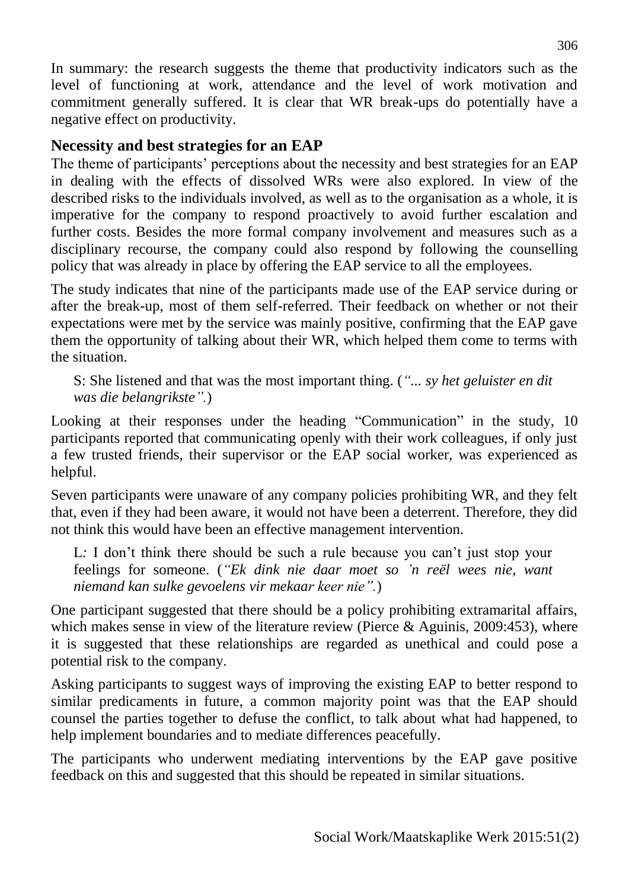In summary: the research suggests the theme that productivity indicators such as the level of functioning at work, attendance and the level of work motivation and commitment generally suffered. It is clear that WR break-ups do potentially have a negative effect on productivity.

## Necessity and best strategies for an EAP

The theme of participants' perceptions about the necessity and best strategies for an EAP in dealing with the effects of dissolved WRs were also explored. In view of the described risks to the individuals involved, as well as to the organisation as a whole, it is imperative for the company to respond proactively to avoid further escalation and further costs. Besides the more formal company involvement and measures such as a disciplinary recourse, the company could also respond by following the counselling policy that was already in place by offering the EAP service to all the employees.

The study indicates that nine of the participants made use of the EAP service during or after the break-up, most of them self-referred. Their feedback on whether or not their expectations were met by the service was mainly positive, confirming that the EAP gave them the opportunity of talking about their WR, which helped them come to terms with the situation.

> S: She listened and that was the most important thing. (*"... sy het geluister en dit was die belangrikste".*)

Looking at their responses under the heading "Communication" in the study, 10 participants reported that communicating openly with their work colleagues, if only just a few trusted friends, their supervisor or the EAP social worker, was experienced as helpful.

Seven participants were unaware of any company policies prohibiting WR, and they felt that, even if they had been aware, it would not have been a deterrent. Therefore, they did not think this would have been an effective management intervention.

> L*:* I don't think there should be such a rule because you can't just stop your feelings for someone. (*"Ek dink nie daar moet so 'n reël wees nie, want niemand kan sulke gevoelens vir mekaar keer nie".*)

One participant suggested that there should be a policy prohibiting extramarital affairs, which makes sense in view of the literature review (Pierce & Aguinis, 2009:453), where it is suggested that these relationships are regarded as unethical and could pose a potential risk to the company.

Asking participants to suggest ways of improving the existing EAP to better respond to similar predicaments in future, a common majority point was that the EAP should counsel the parties together to defuse the conflict, to talk about what had happened, to help implement boundaries and to mediate differences peacefully.

The participants who underwent mediating interventions by the EAP gave positive feedback on this and suggested that this should be repeated in similar situations.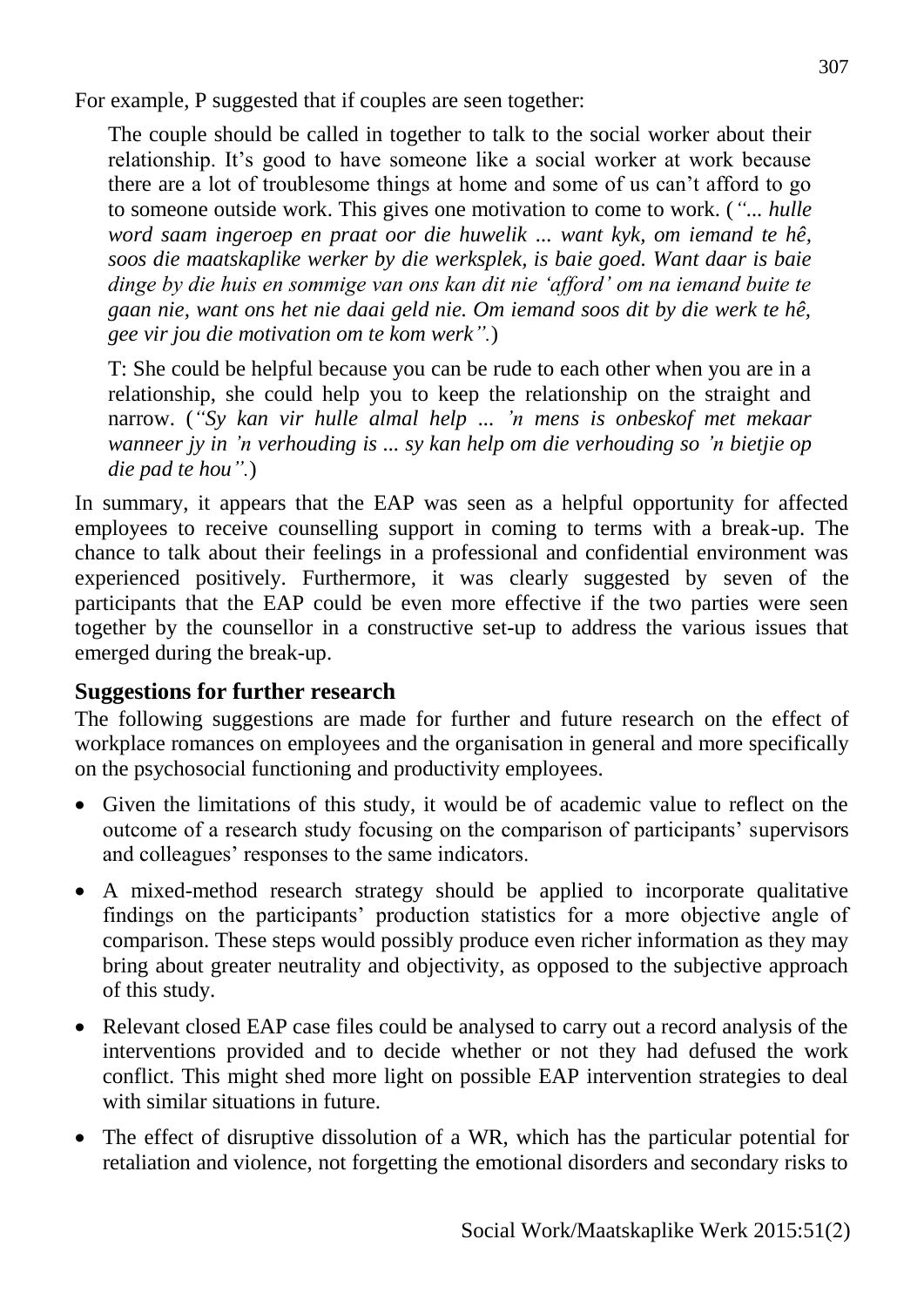For example, P suggested that if couples are seen together:

> The couple should be called in together to talk to the social worker about their relationship. It's good to have someone like a social worker at work because there are a lot of troublesome things at home and some of us can't afford to go to someone outside work. This gives one motivation to come to work. (*"... hulle word saam ingeroep en praat oor die huwelik ... want kyk, om iemand te hê, soos die maatskaplike werker by die werksplek, is baie goed. Want daar is baie dinge by die huis en sommige van ons kan dit nie 'afford' om na iemand buite te gaan nie, want ons het nie daai geld nie. Om iemand soos dit by die werk te hê, gee vir jou die motivation om te kom werk".*)
>
> T: She could be helpful because you can be rude to each other when you are in a relationship, she could help you to keep the relationship on the straight and narrow. (*"Sy kan vir hulle almal help ... 'n mens is onbeskof met mekaar wanneer jy in 'n verhouding is ... sy kan help om die verhouding so 'n bietjie op die pad te hou".*)

In summary, it appears that the EAP was seen as a helpful opportunity for affected employees to receive counselling support in coming to terms with a break-up. The chance to talk about their feelings in a professional and confidential environment was experienced positively. Furthermore, it was clearly suggested by seven of the participants that the EAP could be even more effective if the two parties were seen together by the counsellor in a constructive set-up to address the various issues that emerged during the break-up.

## Suggestions for further research

The following suggestions are made for further and future research on the effect of workplace romances on employees and the organisation in general and more specifically on the psychosocial functioning and productivity employees.

- Given the limitations of this study, it would be of academic value to reflect on the outcome of a research study focusing on the comparison of participants' supervisors and colleagues' responses to the same indicators.
- A mixed-method research strategy should be applied to incorporate qualitative findings on the participants' production statistics for a more objective angle of comparison. These steps would possibly produce even richer information as they may bring about greater neutrality and objectivity, as opposed to the subjective approach of this study.
- Relevant closed EAP case files could be analysed to carry out a record analysis of the interventions provided and to decide whether or not they had defused the work conflict. This might shed more light on possible EAP intervention strategies to deal with similar situations in future.
- The effect of disruptive dissolution of a WR, which has the particular potential for retaliation and violence, not forgetting the emotional disorders and secondary risks to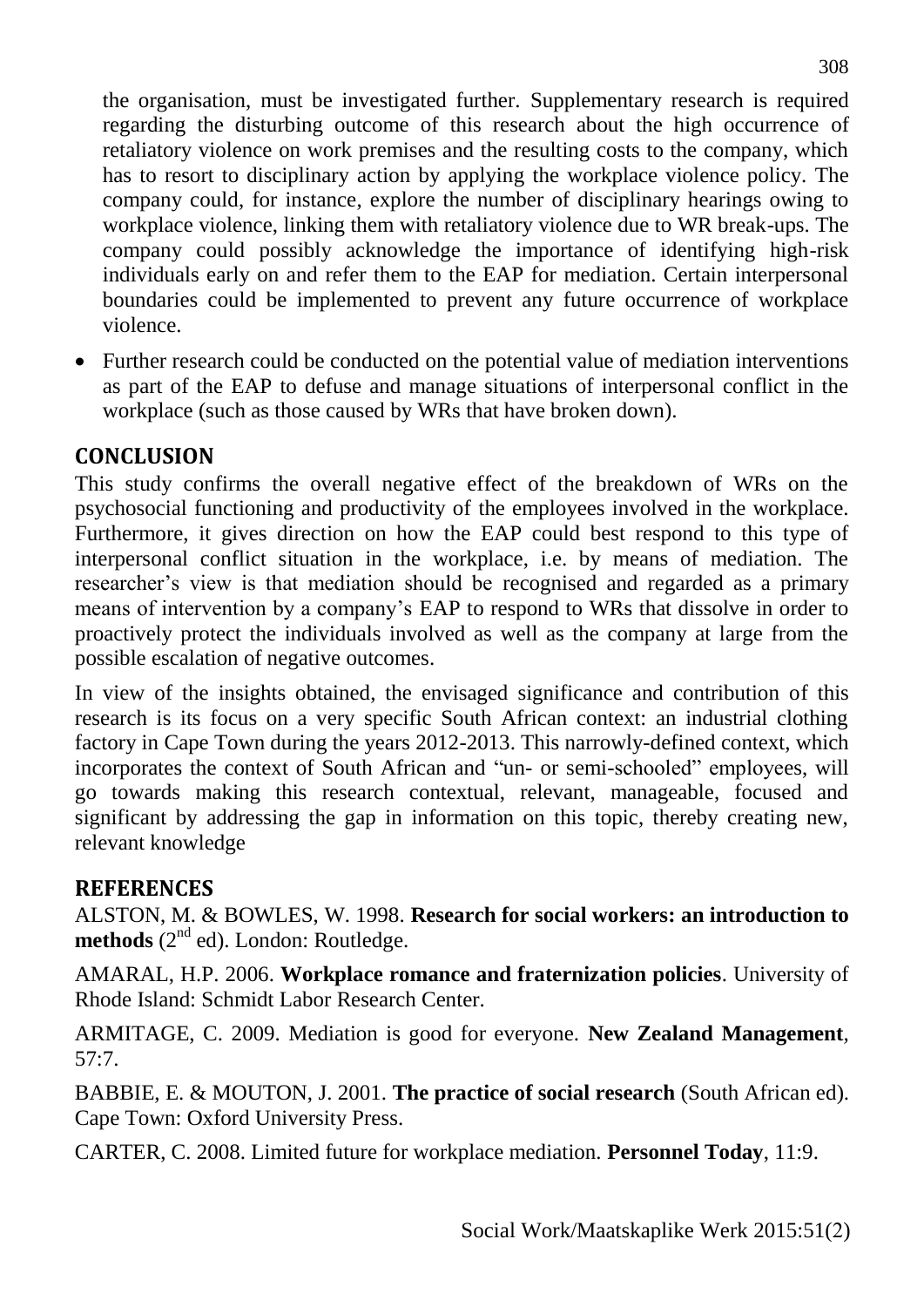the organisation, must be investigated further. Supplementary research is required regarding the disturbing outcome of this research about the high occurrence of retaliatory violence on work premises and the resulting costs to the company, which has to resort to disciplinary action by applying the workplace violence policy. The company could, for instance, explore the number of disciplinary hearings owing to workplace violence, linking them with retaliatory violence due to WR break-ups. The company could possibly acknowledge the importance of identifying high-risk individuals early on and refer them to the EAP for mediation. Certain interpersonal boundaries could be implemented to prevent any future occurrence of workplace violence.

- Further research could be conducted on the potential value of mediation interventions as part of the EAP to defuse and manage situations of interpersonal conflict in the workplace (such as those caused by WRs that have broken down).

## CONCLUSION

This study confirms the overall negative effect of the breakdown of WRs on the psychosocial functioning and productivity of the employees involved in the workplace. Furthermore, it gives direction on how the EAP could best respond to this type of interpersonal conflict situation in the workplace, i.e. by means of mediation. The researcher's view is that mediation should be recognised and regarded as a primary means of intervention by a company's EAP to respond to WRs that dissolve in order to proactively protect the individuals involved as well as the company at large from the possible escalation of negative outcomes.

In view of the insights obtained, the envisaged significance and contribution of this research is its focus on a very specific South African context: an industrial clothing factory in Cape Town during the years 2012-2013. This narrowly-defined context, which incorporates the context of South African and "un- or semi-schooled" employees, will go towards making this research contextual, relevant, manageable, focused and significant by addressing the gap in information on this topic, thereby creating new, relevant knowledge

## REFERENCES

ALSTON, M. & BOWLES, W. 1998. **Research for social workers: an introduction to methods** (2nd ed). London: Routledge.

AMARAL, H.P. 2006. **Workplace romance and fraternization policies**. University of Rhode Island: Schmidt Labor Research Center.

ARMITAGE, C. 2009. Mediation is good for everyone. **New Zealand Management**, 57:7.

BABBIE, E. & MOUTON, J. 2001. **The practice of social research** (South African ed). Cape Town: Oxford University Press.

CARTER, C. 2008. Limited future for workplace mediation. **Personnel Today**, 11:9.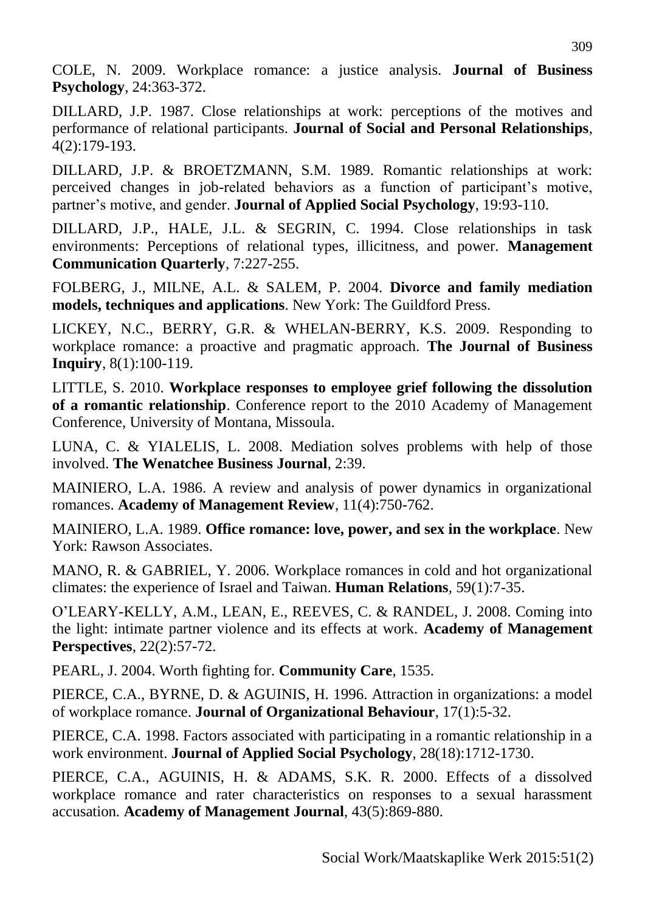COLE, N. 2009. Workplace romance: a justice analysis. **Journal of Business Psychology**, 24:363-372.

DILLARD, J.P. 1987. Close relationships at work: perceptions of the motives and performance of relational participants. **Journal of Social and Personal Relationships**, 4(2):179-193.

DILLARD, J.P. & BROETZMANN, S.M. 1989. Romantic relationships at work: perceived changes in job-related behaviors as a function of participant's motive, partner's motive, and gender. **Journal of Applied Social Psychology**, 19:93-110.

DILLARD, J.P., HALE, J.L. & SEGRIN, C. 1994. Close relationships in task environments: Perceptions of relational types, illicitness, and power. **Management Communication Quarterly**, 7:227-255.

FOLBERG, J., MILNE, A.L. & SALEM, P. 2004. **Divorce and family mediation models, techniques and applications**. New York: The Guildford Press.

LICKEY, N.C., BERRY, G.R. & WHELAN-BERRY, K.S. 2009. Responding to workplace romance: a proactive and pragmatic approach. **The Journal of Business Inquiry**, 8(1):100-119.

LITTLE, S. 2010. **Workplace responses to employee grief following the dissolution of a romantic relationship**. Conference report to the 2010 Academy of Management Conference, University of Montana, Missoula.

LUNA, C. & YIALELIS, L. 2008. Mediation solves problems with help of those involved. **The Wenatchee Business Journal**, 2:39.

MAINIERO, L.A. 1986. A review and analysis of power dynamics in organizational romances. **Academy of Management Review**, 11(4):750-762.

MAINIERO, L.A. 1989. **Office romance: love, power, and sex in the workplace**. New York: Rawson Associates.

MANO, R. & GABRIEL, Y. 2006. Workplace romances in cold and hot organizational climates: the experience of Israel and Taiwan. **Human Relations**, 59(1):7-35.

O'LEARY-KELLY, A.M., LEAN, E., REEVES, C. & RANDEL, J. 2008. Coming into the light: intimate partner violence and its effects at work. **Academy of Management Perspectives**, 22(2):57-72.

PEARL, J. 2004. Worth fighting for. **Community Care**, 1535.

PIERCE, C.A., BYRNE, D. & AGUINIS, H. 1996. Attraction in organizations: a model of workplace romance. **Journal of Organizational Behaviour**, 17(1):5-32.

PIERCE, C.A. 1998. Factors associated with participating in a romantic relationship in a work environment. **Journal of Applied Social Psychology**, 28(18):1712-1730.

PIERCE, C.A., AGUINIS, H. & ADAMS, S.K. R. 2000. Effects of a dissolved workplace romance and rater characteristics on responses to a sexual harassment accusation. **Academy of Management Journal**, 43(5):869-880.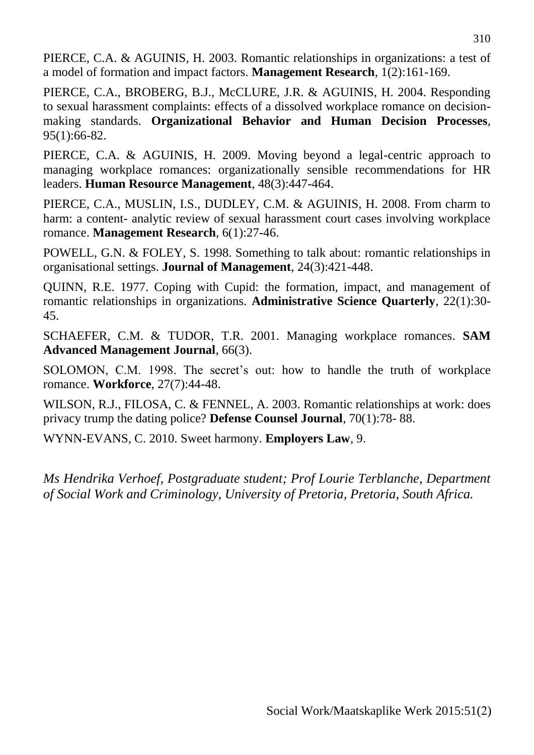PIERCE, C.A. & AGUINIS, H. 2003. Romantic relationships in organizations: a test of a model of formation and impact factors. **Management Research**, 1(2):161-169.

PIERCE, C.A., BROBERG, B.J., McCLURE, J.R. & AGUINIS, H. 2004. Responding to sexual harassment complaints: effects of a dissolved workplace romance on decision-making standards. **Organizational Behavior and Human Decision Processes**, 95(1):66-82.

PIERCE, C.A. & AGUINIS, H. 2009. Moving beyond a legal-centric approach to managing workplace romances: organizationally sensible recommendations for HR leaders. **Human Resource Management**, 48(3):447-464.

PIERCE, C.A., MUSLIN, I.S., DUDLEY, C.M. & AGUINIS, H. 2008. From charm to harm: a content- analytic review of sexual harassment court cases involving workplace romance. **Management Research**, 6(1):27-46.

POWELL, G.N. & FOLEY, S. 1998. Something to talk about: romantic relationships in organisational settings. **Journal of Management**, 24(3):421-448.

QUINN, R.E. 1977. Coping with Cupid: the formation, impact, and management of romantic relationships in organizations. **Administrative Science Quarterly**, 22(1):30-45.

SCHAEFER, C.M. & TUDOR, T.R. 2001. Managing workplace romances. **SAM Advanced Management Journal**, 66(3).

SOLOMON, C.M. 1998. The secret's out: how to handle the truth of workplace romance. **Workforce**, 27(7):44-48.

WILSON, R.J., FILOSA, C. & FENNEL, A. 2003. Romantic relationships at work: does privacy trump the dating police? **Defense Counsel Journal**, 70(1):78- 88.

WYNN-EVANS, C. 2010. Sweet harmony. **Employers Law**, 9.

*Ms Hendrika Verhoef, Postgraduate student; Prof Lourie Terblanche, Department of Social Work and Criminology, University of Pretoria, Pretoria, South Africa.*